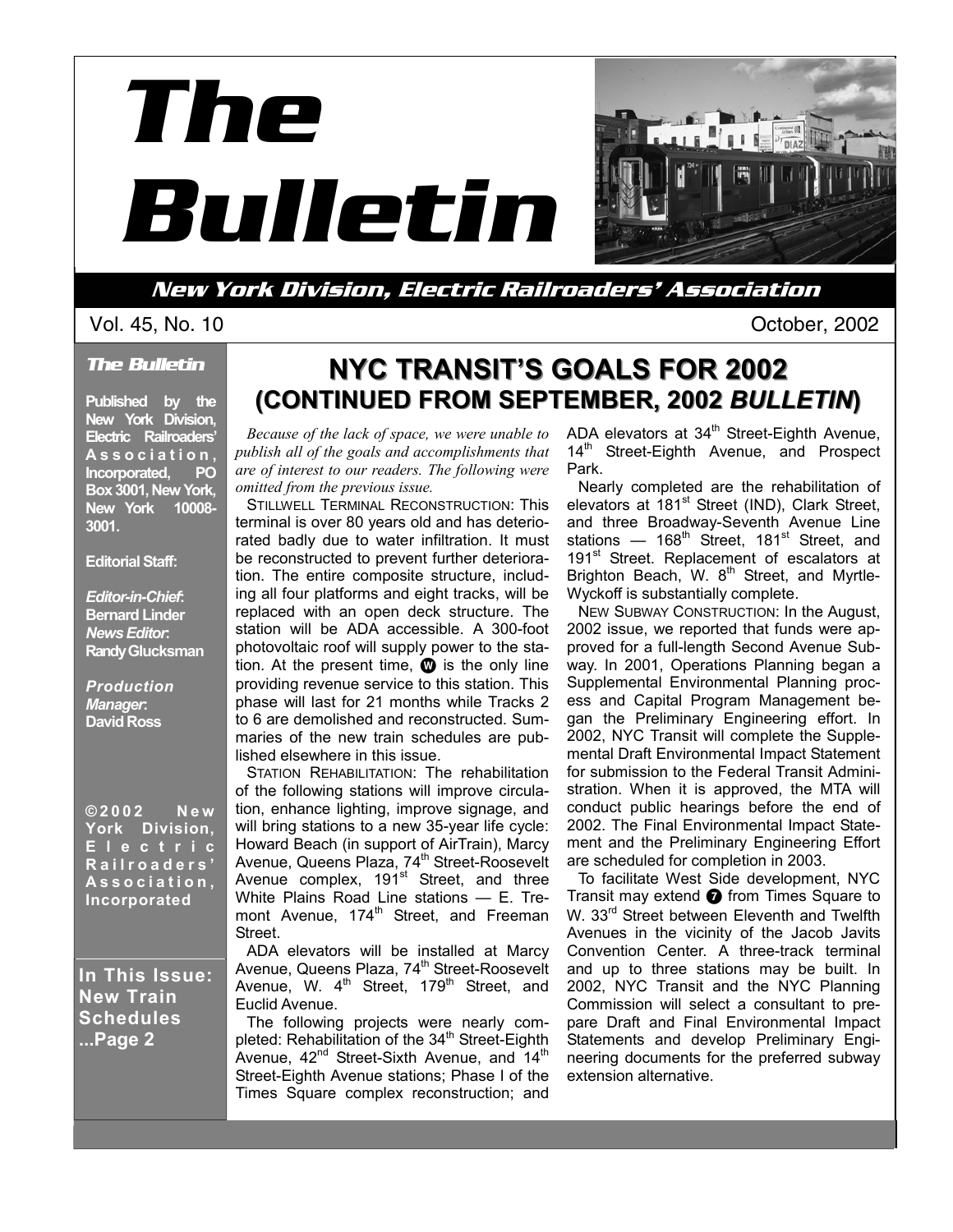# The Bulletin

*New York Division, Electric Railroaders' Association*

Vol. 45, No. 10 October, 2002

**The Bulletin**

**Published by the New York Division, Electric Railroaders' Association, Incorporated, PO Box 3001, New York, New York 10008-3001.**

**Editorial Staff:**

***Editor-in-Chief*: Bernard Linder**
***News Editor*: Randy Glucksman**

***Production Manager*: David Ross**

**©2002 New York Division, Electric Railroaders' Association, Incorporated**

**In This Issue: New Train Schedules ...Page 2**

## NYC TRANSIT'S GOALS FOR 2002 (CONTINUED FROM SEPTEMBER, 2002 *BULLETIN*)

*Because of the lack of space, we were unable to publish all of the goals and accomplishments that are of interest to our readers. The following were omitted from the previous issue.*

STILLWELL TERMINAL RECONSTRUCTION: This terminal is over 80 years old and has deteriorated badly due to water infiltration. It must be reconstructed to prevent further deterioration. The entire composite structure, including all four platforms and eight tracks, will be replaced with an open deck structure. The station will be ADA accessible. A 300-foot photovoltaic roof will supply power to the station. At the present time, (W) is the only line providing revenue service to this station. This phase will last for 21 months while Tracks 2 to 6 are demolished and reconstructed. Summaries of the new train schedules are published elsewhere in this issue.

STATION REHABILITATION: The rehabilitation of the following stations will improve circulation, enhance lighting, improve signage, and will bring stations to a new 35-year life cycle: Howard Beach (in support of AirTrain), Marcy Avenue, Queens Plaza, 74th Street-Roosevelt Avenue complex, 191st Street, and three White Plains Road Line stations — E. Tremont Avenue, 174th Street, and Freeman Street.

ADA elevators will be installed at Marcy Avenue, Queens Plaza, 74th Street-Roosevelt Avenue, W. 4th Street, 179th Street, and Euclid Avenue.

The following projects were nearly completed: Rehabilitation of the 34th Street-Eighth Avenue, 42nd Street-Sixth Avenue, and 14th Street-Eighth Avenue stations; Phase I of the Times Square complex reconstruction; and ADA elevators at 34th Street-Eighth Avenue, 14th Street-Eighth Avenue, and Prospect Park.

Nearly completed are the rehabilitation of elevators at 181st Street (IND), Clark Street, and three Broadway-Seventh Avenue Line stations — 168th Street, 181st Street, and 191st Street. Replacement of escalators at Brighton Beach, W. 8th Street, and Myrtle-Wyckoff is substantially complete.

NEW SUBWAY CONSTRUCTION: In the August, 2002 issue, we reported that funds were approved for a full-length Second Avenue Subway. In 2001, Operations Planning began a Supplemental Environmental Planning process and Capital Program Management began the Preliminary Engineering effort. In 2002, NYC Transit will complete the Supplemental Draft Environmental Impact Statement for submission to the Federal Transit Administration. When it is approved, the MTA will conduct public hearings before the end of 2002. The Final Environmental Impact Statement and the Preliminary Engineering Effort are scheduled for completion in 2003.

To facilitate West Side development, NYC Transit may extend (7) from Times Square to W. 33rd Street between Eleventh and Twelfth Avenues in the vicinity of the Jacob Javits Convention Center. A three-track terminal and up to three stations may be built. In 2002, NYC Transit and the NYC Planning Commission will select a consultant to prepare Draft and Final Environmental Impact Statements and develop Preliminary Engineering documents for the preferred subway extension alternative.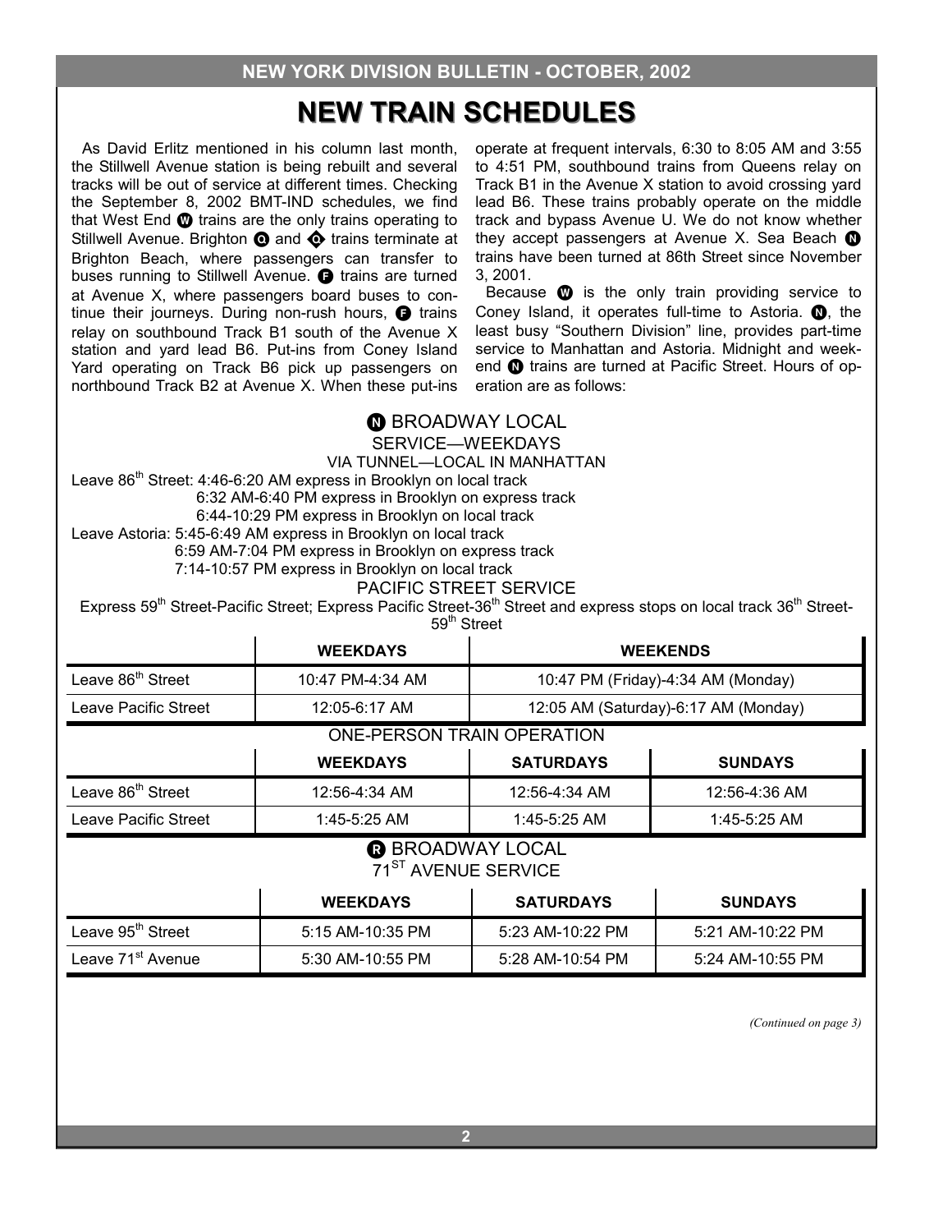# NEW TRAIN SCHEDULES

As David Erlitz mentioned in his column last month, the Stillwell Avenue station is being rebuilt and several tracks will be out of service at different times. Checking the September 8, 2002 BMT-IND schedules, we find that West End W trains are the only trains operating to Stillwell Avenue. Brighton Q and Q trains terminate at Brighton Beach, where passengers can transfer to buses running to Stillwell Avenue. F trains are turned at Avenue X, where passengers board buses to continue their journeys. During non-rush hours, F trains relay on southbound Track B1 south of the Avenue X station and yard lead B6. Put-ins from Coney Island Yard operating on Track B6 pick up passengers on northbound Track B2 at Avenue X. When these put-ins operate at frequent intervals, 6:30 to 8:05 AM and 3:55 to 4:51 PM, southbound trains from Queens relay on Track B1 in the Avenue X station to avoid crossing yard lead B6. These trains probably operate on the middle track and bypass Avenue U. We do not know whether they accept passengers at Avenue X. Sea Beach N trains have been turned at 86th Street since November 3, 2001.

Because W is the only train providing service to Coney Island, it operates full-time to Astoria. N, the least busy "Southern Division" line, provides part-time service to Manhattan and Astoria. Midnight and weekend N trains are turned at Pacific Street. Hours of operation are as follows:

## N BROADWAY LOCAL

SERVICE—WEEKDAYS

VIA TUNNEL—LOCAL IN MANHATTAN

Leave 86th Street: 4:46-6:20 AM express in Brooklyn on local track
6:32 AM-6:40 PM express in Brooklyn on express track
6:44-10:29 PM express in Brooklyn on local track

Leave Astoria: 5:45-6:49 AM express in Brooklyn on local track
6:59 AM-7:04 PM express in Brooklyn on express track
7:14-10:57 PM express in Brooklyn on local track

PACIFIC STREET SERVICE

Express 59th Street-Pacific Street; Express Pacific Street-36th Street and express stops on local track 36th Street-59th Street

| | WEEKDAYS | WEEKENDS |
|---|---|---|
| Leave 86th Street | 10:47 PM-4:34 AM | 10:47 PM (Friday)-4:34 AM (Monday) |
| Leave Pacific Street | 12:05-6:17 AM | 12:05 AM (Saturday)-6:17 AM (Monday) |

ONE-PERSON TRAIN OPERATION

| | WEEKDAYS | SATURDAYS | SUNDAYS |
|---|---|---|---|
| Leave 86th Street | 12:56-4:34 AM | 12:56-4:34 AM | 12:56-4:36 AM |
| Leave Pacific Street | 1:45-5:25 AM | 1:45-5:25 AM | 1:45-5:25 AM |

## R BROADWAY LOCAL

71ST AVENUE SERVICE

| | WEEKDAYS | SATURDAYS | SUNDAYS |
|---|---|---|---|
| Leave 95th Street | 5:15 AM-10:35 PM | 5:23 AM-10:22 PM | 5:21 AM-10:22 PM |
| Leave 71st Avenue | 5:30 AM-10:55 PM | 5:28 AM-10:54 PM | 5:24 AM-10:55 PM |

*(Continued on page 3)*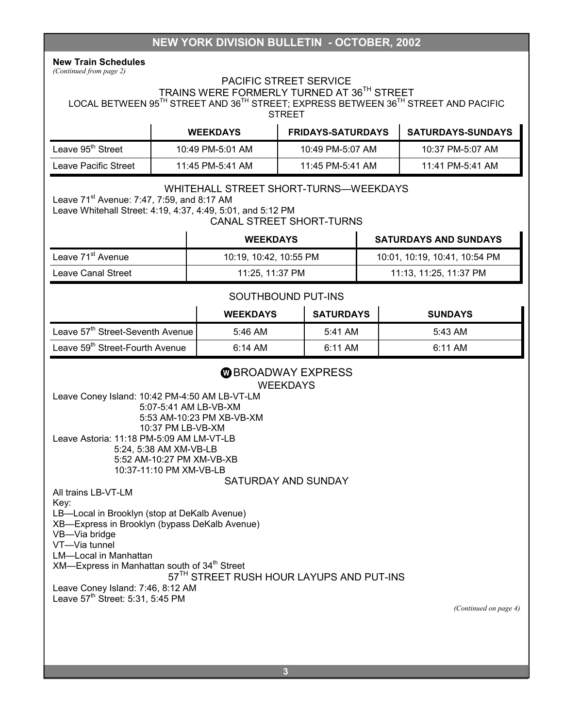**New Train Schedules**
*(Continued from page 2)*

PACIFIC STREET SERVICE
TRAINS WERE FORMERLY TURNED AT 36TH STREET
LOCAL BETWEEN 95TH STREET AND 36TH STREET; EXPRESS BETWEEN 36TH STREET AND PACIFIC STREET

| | WEEKDAYS | FRIDAYS-SATURDAYS | SATURDAYS-SUNDAYS |
|---|---|---|---|
| Leave 95th Street | 10:49 PM-5:01 AM | 10:49 PM-5:07 AM | 10:37 PM-5:07 AM |
| Leave Pacific Street | 11:45 PM-5:41 AM | 11:45 PM-5:41 AM | 11:41 PM-5:41 AM |

WHITEHALL STREET SHORT-TURNS—WEEKDAYS

Leave 71st Avenue: 7:47, 7:59, and 8:17 AM
Leave Whitehall Street: 4:19, 4:37, 4:49, 5:01, and 5:12 PM

CANAL STREET SHORT-TURNS

| | WEEKDAYS | SATURDAYS AND SUNDAYS |
|---|---|---|
| Leave 71st Avenue | 10:19, 10:42, 10:55 PM | 10:01, 10:19, 10:41, 10:54 PM |
| Leave Canal Street | 11:25, 11:37 PM | 11:13, 11:25, 11:37 PM |

SOUTHBOUND PUT-INS

| | WEEKDAYS | SATURDAYS | SUNDAYS |
|---|---|---|---|
| Leave 57th Street-Seventh Avenue | 5:46 AM | 5:41 AM | 5:43 AM |
| Leave 59th Street-Fourth Avenue | 6:14 AM | 6:11 AM | 6:11 AM |

W BROADWAY EXPRESS

WEEKDAYS

Leave Coney Island: 10:42 PM-4:50 AM LB-VT-LM
5:07-5:41 AM LB-VB-XM
5:53 AM-10:23 PM XB-VB-XM
10:37 PM LB-VB-XM

Leave Astoria: 11:18 PM-5:09 AM LM-VT-LB
5:24, 5:38 AM XM-VB-LB
5:52 AM-10:27 PM XM-VB-XB
10:37-11:10 PM XM-VB-LB

SATURDAY AND SUNDAY

All trains LB-VT-LM

Key:
LB—Local in Brooklyn (stop at DeKalb Avenue)
XB—Express in Brooklyn (bypass DeKalb Avenue)
VB—Via bridge
VT—Via tunnel
LM—Local in Manhattan
XM—Express in Manhattan south of 34th Street

57TH STREET RUSH HOUR LAYUPS AND PUT-INS

Leave Coney Island: 7:46, 8:12 AM
Leave 57th Street: 5:31, 5:45 PM

*(Continued on page 4)*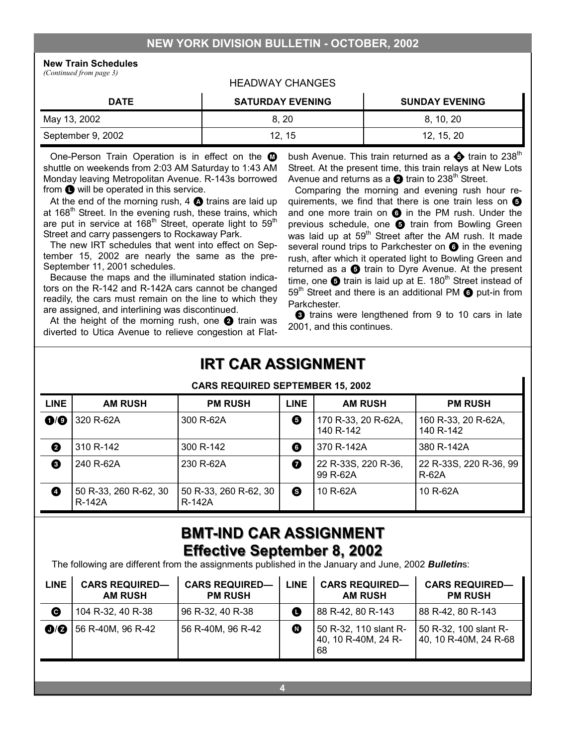**New Train Schedules**
*(Continued from page 3)*

HEADWAY CHANGES

| DATE | SATURDAY EVENING | SUNDAY EVENING |
|---|---|---|
| May 13, 2002 | 8, 20 | 8, 10, 20 |
| September 9, 2002 | 12, 15 | 12, 15, 20 |

One-Person Train Operation is in effect on the M shuttle on weekends from 2:03 AM Saturday to 1:43 AM Monday leaving Metropolitan Avenue. R-143s borrowed from L will be operated in this service.

At the end of the morning rush, 4 A trains are laid up at 168th Street. In the evening rush, these trains, which are put in service at 168th Street, operate light to 59th Street and carry passengers to Rockaway Park.

The new IRT schedules that went into effect on September 15, 2002 are nearly the same as the pre-September 11, 2001 schedules.

Because the maps and the illuminated station indicators on the R-142 and R-142A cars cannot be changed readily, the cars must remain on the line to which they are assigned, and interlining was discontinued.

At the height of the morning rush, one 2 train was diverted to Utica Avenue to relieve congestion at Flatbush Avenue. This train returned as a 5 train to 238th Street. At the present time, this train relays at New Lots Avenue and returns as a 2 train to 238th Street.

Comparing the morning and evening rush hour requirements, we find that there is one train less on 5 and one more train on 6 in the PM rush. Under the previous schedule, one 5 train from Bowling Green was laid up at 59th Street after the AM rush. It made several round trips to Parkchester on 6 in the evening rush, after which it operated light to Bowling Green and returned as a 5 train to Dyre Avenue. At the present time, one 5 train is laid up at E. 180th Street instead of 59th Street and there is an additional PM 6 put-in from Parkchester.

3 trains were lengthened from 9 to 10 cars in late 2001, and this continues.

## IRT CAR ASSIGNMENT

**CARS REQUIRED SEPTEMBER 15, 2002**

| LINE | AM RUSH | PM RUSH | LINE | AM RUSH | PM RUSH |
|---|---|---|---|---|---|
| 1/9 | 320 R-62A | 300 R-62A | 5 | 170 R-33, 20 R-62A, 140 R-142 | 160 R-33, 20 R-62A, 140 R-142 |
| 2 | 310 R-142 | 300 R-142 | 6 | 370 R-142A | 380 R-142A |
| 3 | 240 R-62A | 230 R-62A | 7 | 22 R-33S, 220 R-36, 99 R-62A | 22 R-33S, 220 R-36, 99 R-62A |
| 4 | 50 R-33, 260 R-62, 30 R-142A | 50 R-33, 260 R-62, 30 R-142A | S | 10 R-62A | 10 R-62A |

## BMT-IND CAR ASSIGNMENT
## Effective September 8, 2002

The following are different from the assignments published in the January and June, 2002 ***Bulletin***s:

| LINE | CARS REQUIRED—AM RUSH | CARS REQUIRED—PM RUSH | LINE | CARS REQUIRED—AM RUSH | CARS REQUIRED—PM RUSH |
|---|---|---|---|---|---|
| C | 104 R-32, 40 R-38 | 96 R-32, 40 R-38 | L | 88 R-42, 80 R-143 | 88 R-42, 80 R-143 |
| J/Z | 56 R-40M, 96 R-42 | 56 R-40M, 96 R-42 | N | 50 R-32, 110 slant R-40, 10 R-40M, 24 R-68 | 50 R-32, 100 slant R-40, 10 R-40M, 24 R-68 |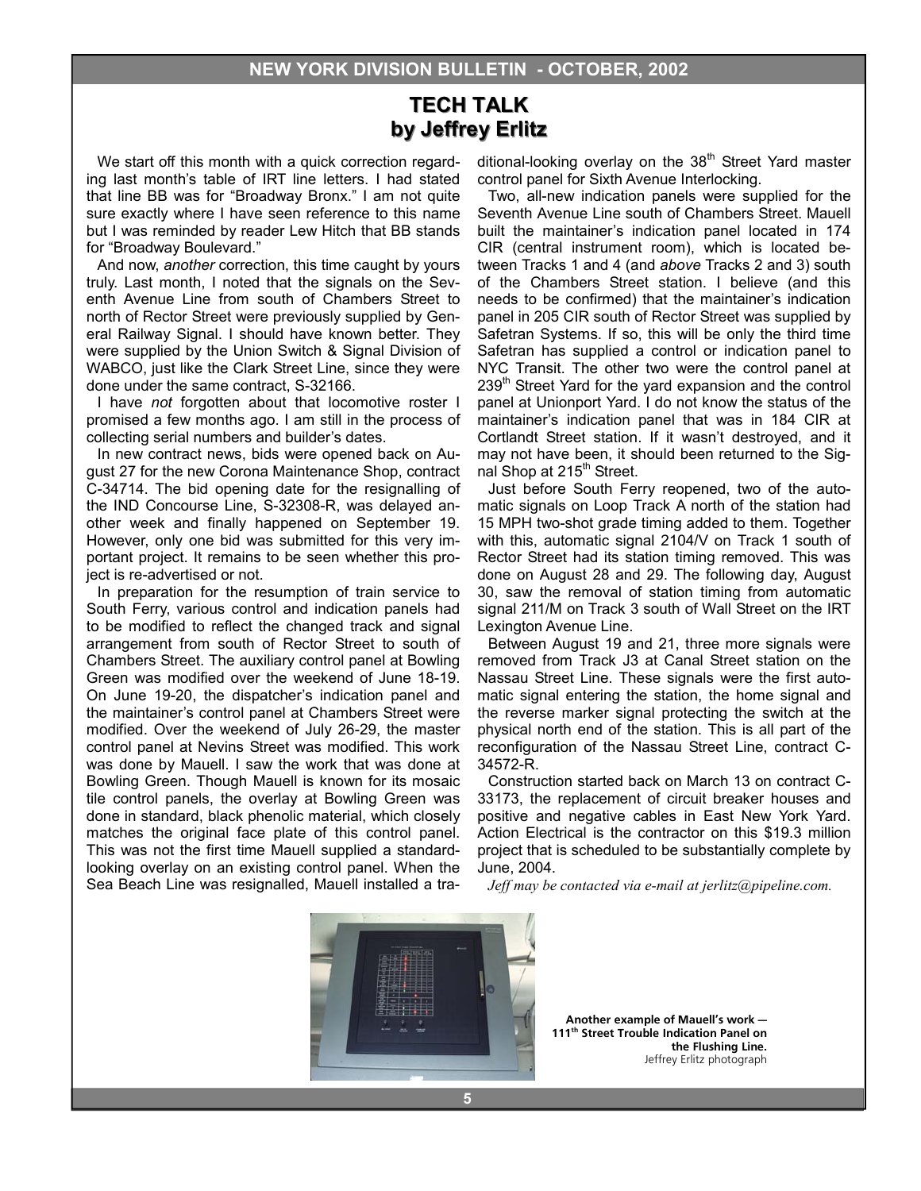## TECH TALK
## by Jeffrey Erlitz

We start off this month with a quick correction regarding last month's table of IRT line letters. I had stated that line BB was for "Broadway Bronx." I am not quite sure exactly where I have seen reference to this name but I was reminded by reader Lew Hitch that BB stands for "Broadway Boulevard."

And now, *another* correction, this time caught by yours truly. Last month, I noted that the signals on the Seventh Avenue Line from south of Chambers Street to north of Rector Street were previously supplied by General Railway Signal. I should have known better. They were supplied by the Union Switch & Signal Division of WABCO, just like the Clark Street Line, since they were done under the same contract, S-32166.

I have *not* forgotten about that locomotive roster I promised a few months ago. I am still in the process of collecting serial numbers and builder's dates.

In new contract news, bids were opened back on August 27 for the new Corona Maintenance Shop, contract C-34714. The bid opening date for the resignalling of the IND Concourse Line, S-32308-R, was delayed another week and finally happened on September 19. However, only one bid was submitted for this very important project. It remains to be seen whether this project is re-advertised or not.

In preparation for the resumption of train service to South Ferry, various control and indication panels had to be modified to reflect the changed track and signal arrangement from south of Rector Street to south of Chambers Street. The auxiliary control panel at Bowling Green was modified over the weekend of June 18-19. On June 19-20, the dispatcher's indication panel and the maintainer's control panel at Chambers Street were modified. Over the weekend of July 26-29, the master control panel at Nevins Street was modified. This work was done by Mauell. I saw the work that was done at Bowling Green. Though Mauell is known for its mosaic tile control panels, the overlay at Bowling Green was done in standard, black phenolic material, which closely matches the original face plate of this control panel. This was not the first time Mauell supplied a standard-looking overlay on an existing control panel. When the Sea Beach Line was resignalled, Mauell installed a traditional-looking overlay on the 38th Street Yard master control panel for Sixth Avenue Interlocking.

Two, all-new indication panels were supplied for the Seventh Avenue Line south of Chambers Street. Mauell built the maintainer's indication panel located in 174 CIR (central instrument room), which is located between Tracks 1 and 4 (and *above* Tracks 2 and 3) south of the Chambers Street station. I believe (and this needs to be confirmed) that the maintainer's indication panel in 205 CIR south of Rector Street was supplied by Safetran Systems. If so, this will be only the third time Safetran has supplied a control or indication panel to NYC Transit. The other two were the control panel at 239th Street Yard for the yard expansion and the control panel at Unionport Yard. I do not know the status of the maintainer's indication panel that was in 184 CIR at Cortlandt Street station. If it wasn't destroyed, and it may not have been, it should been returned to the Signal Shop at 215th Street.

Just before South Ferry reopened, two of the automatic signals on Loop Track A north of the station had 15 MPH two-shot grade timing added to them. Together with this, automatic signal 2104/V on Track 1 south of Rector Street had its station timing removed. This was done on August 28 and 29. The following day, August 30, saw the removal of station timing from automatic signal 211/M on Track 3 south of Wall Street on the IRT Lexington Avenue Line.

Between August 19 and 21, three more signals were removed from Track J3 at Canal Street station on the Nassau Street Line. These signals were the first automatic signal entering the station, the home signal and the reverse marker signal protecting the switch at the physical north end of the station. This is all part of the reconfiguration of the Nassau Street Line, contract C-34572-R.

Construction started back on March 13 on contract C-33173, the replacement of circuit breaker houses and positive and negative cables in East New York Yard. Action Electrical is the contractor on this $19.3 million project that is scheduled to be substantially complete by June, 2004.

*Jeff may be contacted via e-mail at jerlitz@pipeline.com.*

**Another example of Mauell's work — 111th Street Trouble Indication Panel on the Flushing Line.**
Jeffrey Erlitz photograph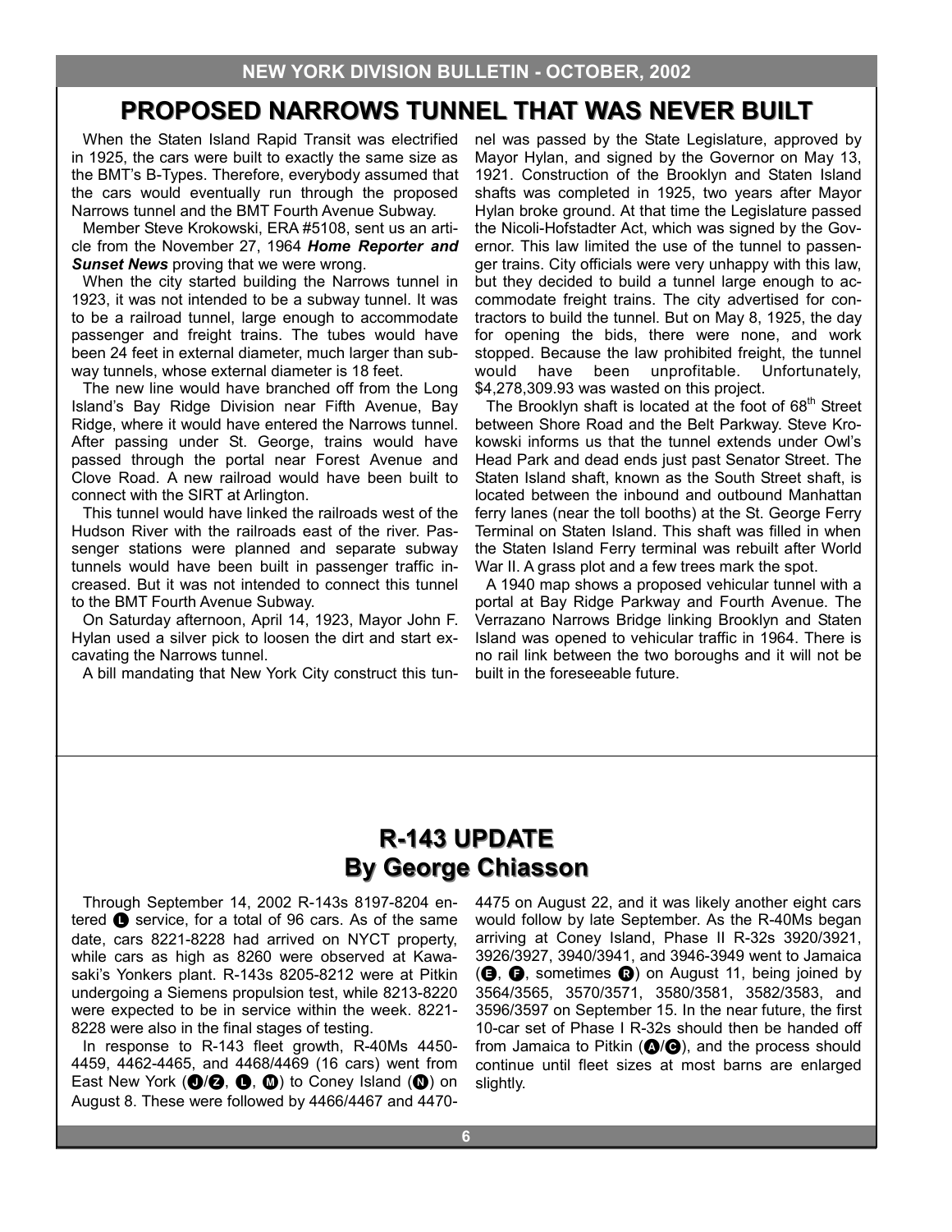## PROPOSED NARROWS TUNNEL THAT WAS NEVER BUILT

When the Staten Island Rapid Transit was electrified in 1925, the cars were built to exactly the same size as the BMT's B-Types. Therefore, everybody assumed that the cars would eventually run through the proposed Narrows tunnel and the BMT Fourth Avenue Subway.

Member Steve Krokowski, ERA #5108, sent us an article from the November 27, 1964 ***Home Reporter and Sunset News*** proving that we were wrong.

When the city started building the Narrows tunnel in 1923, it was not intended to be a subway tunnel. It was to be a railroad tunnel, large enough to accommodate passenger and freight trains. The tubes would have been 24 feet in external diameter, much larger than subway tunnels, whose external diameter is 18 feet.

The new line would have branched off from the Long Island's Bay Ridge Division near Fifth Avenue, Bay Ridge, where it would have entered the Narrows tunnel. After passing under St. George, trains would have passed through the portal near Forest Avenue and Clove Road. A new railroad would have been built to connect with the SIRT at Arlington.

This tunnel would have linked the railroads west of the Hudson River with the railroads east of the river. Passenger stations were planned and separate subway tunnels would have been built in passenger traffic increased. But it was not intended to connect this tunnel to the BMT Fourth Avenue Subway.

On Saturday afternoon, April 14, 1923, Mayor John F. Hylan used a silver pick to loosen the dirt and start excavating the Narrows tunnel.

A bill mandating that New York City construct this tunnel was passed by the State Legislature, approved by Mayor Hylan, and signed by the Governor on May 13, 1921. Construction of the Brooklyn and Staten Island shafts was completed in 1925, two years after Mayor Hylan broke ground. At that time the Legislature passed the Nicoli-Hofstadter Act, which was signed by the Governor. This law limited the use of the tunnel to passenger trains. City officials were very unhappy with this law, but they decided to build a tunnel large enough to accommodate freight trains. The city advertised for contractors to build the tunnel. But on May 8, 1925, the day for opening the bids, there were none, and work stopped. Because the law prohibited freight, the tunnel would have been unprofitable. Unfortunately, $4,278,309.93 was wasted on this project.

The Brooklyn shaft is located at the foot of 68th Street between Shore Road and the Belt Parkway. Steve Krokowski informs us that the tunnel extends under Owl's Head Park and dead ends just past Senator Street. The Staten Island shaft, known as the South Street shaft, is located between the inbound and outbound Manhattan ferry lanes (near the toll booths) at the St. George Ferry Terminal on Staten Island. This shaft was filled in when the Staten Island Ferry terminal was rebuilt after World War II. A grass plot and a few trees mark the spot.

A 1940 map shows a proposed vehicular tunnel with a portal at Bay Ridge Parkway and Fourth Avenue. The Verrazano Narrows Bridge linking Brooklyn and Staten Island was opened to vehicular traffic in 1964. There is no rail link between the two boroughs and it will not be built in the foreseeable future.

## R-143 UPDATE
### By George Chiasson

Through September 14, 2002 R-143s 8197-8204 entered L service, for a total of 96 cars. As of the same date, cars 8221-8228 had arrived on NYCT property, while cars as high as 8260 were observed at Kawasaki's Yonkers plant. R-143s 8205-8212 were at Pitkin undergoing a Siemens propulsion test, while 8213-8220 were expected to be in service within the week. 8221-8228 were also in the final stages of testing.

In response to R-143 fleet growth, R-40Ms 4450-4459, 4462-4465, and 4468/4469 (16 cars) went from East New York (J/Z, L, M) to Coney Island (N) on August 8. These were followed by 4466/4467 and 4470-4475 on August 22, and it was likely another eight cars would follow by late September. As the R-40Ms began arriving at Coney Island, Phase II R-32s 3920/3921, 3926/3927, 3940/3941, and 3946-3949 went to Jamaica (E, F, sometimes R) on August 11, being joined by 3564/3565, 3570/3571, 3580/3581, 3582/3583, and 3596/3597 on September 15. In the near future, the first 10-car set of Phase I R-32s should then be handed off from Jamaica to Pitkin (A/C), and the process should continue until fleet sizes at most barns are enlarged slightly.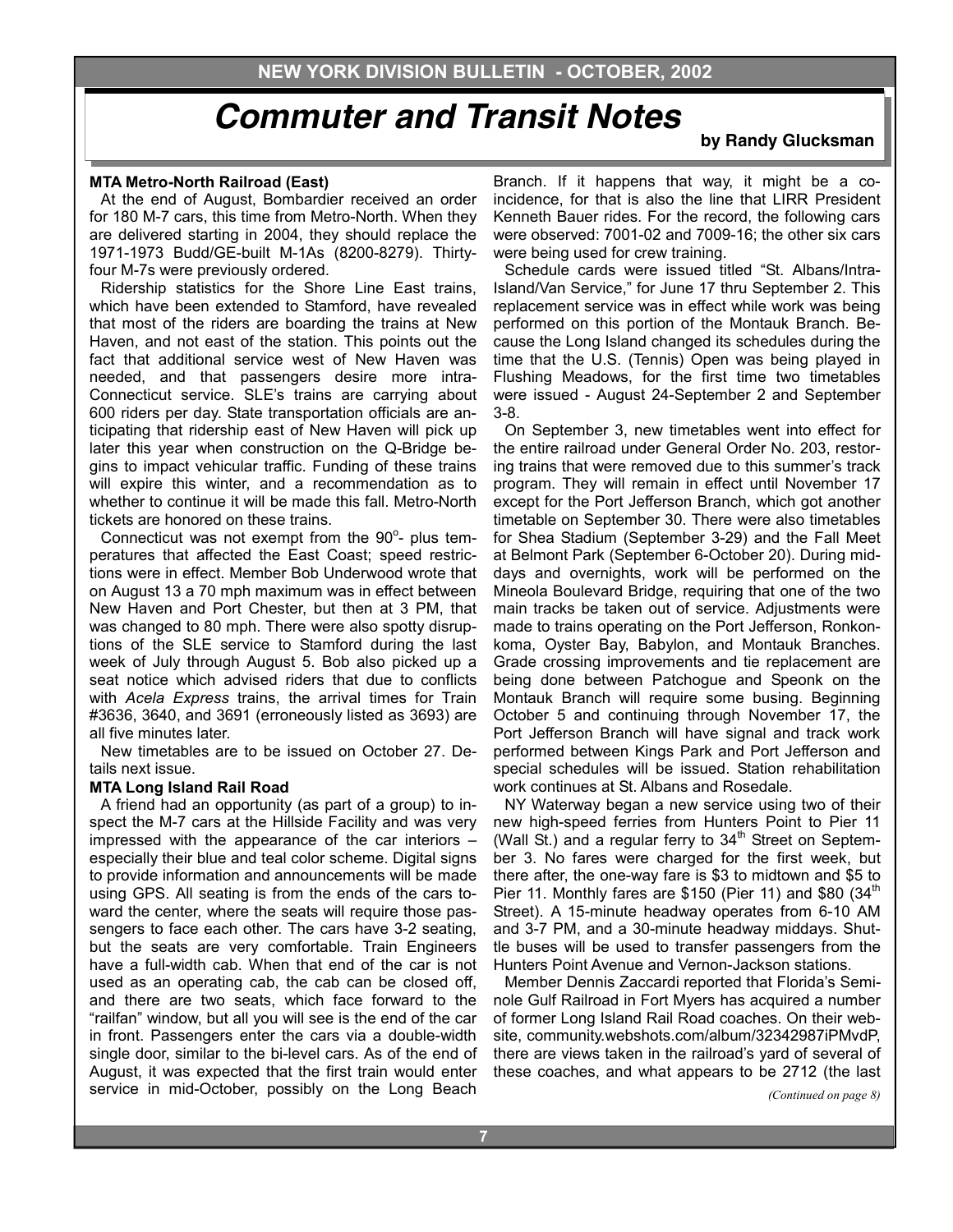# Commuter and Transit Notes

**by Randy Glucksman**

**MTA Metro-North Railroad (East)**

At the end of August, Bombardier received an order for 180 M-7 cars, this time from Metro-North. When they are delivered starting in 2004, they should replace the 1971-1973 Budd/GE-built M-1As (8200-8279). Thirty-four M-7s were previously ordered.

Ridership statistics for the Shore Line East trains, which have been extended to Stamford, have revealed that most of the riders are boarding the trains at New Haven, and not east of the station. This points out the fact that additional service west of New Haven was needed, and that passengers desire more intra-Connecticut service. SLE's trains are carrying about 600 riders per day. State transportation officials are anticipating that ridership east of New Haven will pick up later this year when construction on the Q-Bridge begins to impact vehicular traffic. Funding of these trains will expire this winter, and a recommendation as to whether to continue it will be made this fall. Metro-North tickets are honored on these trains.

Connecticut was not exempt from the 90°- plus temperatures that affected the East Coast; speed restrictions were in effect. Member Bob Underwood wrote that on August 13 a 70 mph maximum was in effect between New Haven and Port Chester, but then at 3 PM, that was changed to 80 mph. There were also spotty disruptions of the SLE service to Stamford during the last week of July through August 5. Bob also picked up a seat notice which advised riders that due to conflicts with *Acela Express* trains, the arrival times for Train #3636, 3640, and 3691 (erroneously listed as 3693) are all five minutes later.

New timetables are to be issued on October 27. Details next issue.

**MTA Long Island Rail Road**

A friend had an opportunity (as part of a group) to inspect the M-7 cars at the Hillside Facility and was very impressed with the appearance of the car interiors – especially their blue and teal color scheme. Digital signs to provide information and announcements will be made using GPS. All seating is from the ends of the cars toward the center, where the seats will require those passengers to face each other. The cars have 3-2 seating, but the seats are very comfortable. Train Engineers have a full-width cab. When that end of the car is not used as an operating cab, the cab can be closed off, and there are two seats, which face forward to the "railfan" window, but all you will see is the end of the car in front. Passengers enter the cars via a double-width single door, similar to the bi-level cars. As of the end of August, it was expected that the first train would enter service in mid-October, possibly on the Long Beach Branch. If it happens that way, it might be a coincidence, for that is also the line that LIRR President Kenneth Bauer rides. For the record, the following cars were observed: 7001-02 and 7009-16; the other six cars were being used for crew training.

Schedule cards were issued titled "St. Albans/Intra-Island/Van Service," for June 17 thru September 2. This replacement service was in effect while work was being performed on this portion of the Montauk Branch. Because the Long Island changed its schedules during the time that the U.S. (Tennis) Open was being played in Flushing Meadows, for the first time two timetables were issued - August 24-September 2 and September 3-8.

On September 3, new timetables went into effect for the entire railroad under General Order No. 203, restoring trains that were removed due to this summer's track program. They will remain in effect until November 17 except for the Port Jefferson Branch, which got another timetable on September 30. There were also timetables for Shea Stadium (September 3-29) and the Fall Meet at Belmont Park (September 6-October 20). During middays and overnights, work will be performed on the Mineola Boulevard Bridge, requiring that one of the two main tracks be taken out of service. Adjustments were made to trains operating on the Port Jefferson, Ronkonkoma, Oyster Bay, Babylon, and Montauk Branches. Grade crossing improvements and tie replacement are being done between Patchogue and Speonk on the Montauk Branch will require some busing. Beginning October 5 and continuing through November 17, the Port Jefferson Branch will have signal and track work performed between Kings Park and Port Jefferson and special schedules will be issued. Station rehabilitation work continues at St. Albans and Rosedale.

NY Waterway began a new service using two of their new high-speed ferries from Hunters Point to Pier 11 (Wall St.) and a regular ferry to 34th Street on September 3. No fares were charged for the first week, but there after, the one-way fare is $3 to midtown and $5 to Pier 11. Monthly fares are $150 (Pier 11) and $80 (34th Street). A 15-minute headway operates from 6-10 AM and 3-7 PM, and a 30-minute headway middays. Shuttle buses will be used to transfer passengers from the Hunters Point Avenue and Vernon-Jackson stations.

Member Dennis Zaccardi reported that Florida's Seminole Gulf Railroad in Fort Myers has acquired a number of former Long Island Rail Road coaches. On their website, community.webshots.com/album/32342987iPMvdP, there are views taken in the railroad's yard of several of these coaches, and what appears to be 2712 (the last

*(Continued on page 8)*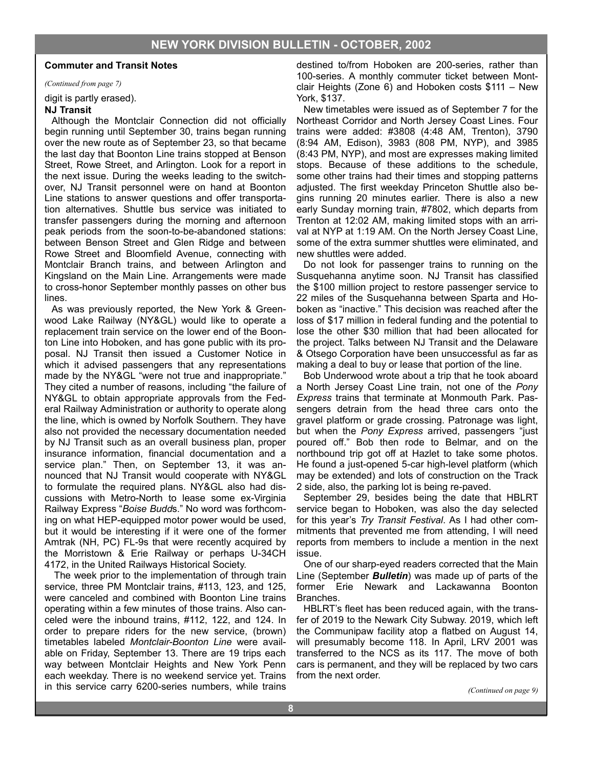### Commuter and Transit Notes

*(Continued from page 7)*

digit is partly erased).

#### NJ Transit

Although the Montclair Connection did not officially begin running until September 30, trains began running over the new route as of September 23, so that became the last day that Boonton Line trains stopped at Benson Street, Rowe Street, and Arlington. Look for a report in the next issue. During the weeks leading to the switchover, NJ Transit personnel were on hand at Boonton Line stations to answer questions and offer transportation alternatives. Shuttle bus service was initiated to transfer passengers during the morning and afternoon peak periods from the soon-to-be-abandoned stations: between Benson Street and Glen Ridge and between Rowe Street and Bloomfield Avenue, connecting with Montclair Branch trains, and between Arlington and Kingsland on the Main Line. Arrangements were made to cross-honor September monthly passes on other bus lines.

As was previously reported, the New York & Greenwood Lake Railway (NY&GL) would like to operate a replacement train service on the lower end of the Boonton Line into Hoboken, and has gone public with its proposal. NJ Transit then issued a Customer Notice in which it advised passengers that any representations made by the NY&GL "were not true and inappropriate." They cited a number of reasons, including "the failure of NY&GL to obtain appropriate approvals from the Federal Railway Administration or authority to operate along the line, which is owned by Norfolk Southern. They have also not provided the necessary documentation needed by NJ Transit such as an overall business plan, proper insurance information, financial documentation and a service plan." Then, on September 13, it was announced that NJ Transit would cooperate with NY&GL to formulate the required plans. NY&GL also had discussions with Metro-North to lease some ex-Virginia Railway Express "*Boise Budd*s." No word was forthcoming on what HEP-equipped motor power would be used, but it would be interesting if it were one of the former Amtrak (NH, PC) FL-9s that were recently acquired by the Morristown & Erie Railway or perhaps U-34CH 4172, in the United Railways Historical Society.

The week prior to the implementation of through train service, three PM Montclair trains, #113, 123, and 125, were canceled and combined with Boonton Line trains operating within a few minutes of those trains. Also canceled were the inbound trains, #112, 122, and 124. In order to prepare riders for the new service, (brown) timetables labeled *Montclair-Boonton Line* were available on Friday, September 13. There are 19 trips each way between Montclair Heights and New York Penn each weekday. There is no weekend service yet. Trains in this service carry 6200-series numbers, while trains destined to/from Hoboken are 200-series, rather than 100-series. A monthly commuter ticket between Montclair Heights (Zone 6) and Hoboken costs $111 – New York, $137.

New timetables were issued as of September 7 for the Northeast Corridor and North Jersey Coast Lines. Four trains were added: #3808 (4:48 AM, Trenton), 3790 (8:94 AM, Edison), 3983 (808 PM, NYP), and 3985 (8:43 PM, NYP), and most are expresses making limited stops. Because of these additions to the schedule, some other trains had their times and stopping patterns adjusted. The first weekday Princeton Shuttle also begins running 20 minutes earlier. There is also a new early Sunday morning train, #7802, which departs from Trenton at 12:02 AM, making limited stops with an arrival at NYP at 1:19 AM. On the North Jersey Coast Line, some of the extra summer shuttles were eliminated, and new shuttles were added.

Do not look for passenger trains to running on the Susquehanna anytime soon. NJ Transit has classified the $100 million project to restore passenger service to 22 miles of the Susquehanna between Sparta and Hoboken as "inactive." This decision was reached after the loss of $17 million in federal funding and the potential to lose the other $30 million that had been allocated for the project. Talks between NJ Transit and the Delaware & Otsego Corporation have been unsuccessful as far as making a deal to buy or lease that portion of the line.

Bob Underwood wrote about a trip that he took aboard a North Jersey Coast Line train, not one of the *Pony Express* trains that terminate at Monmouth Park. Passengers detrain from the head three cars onto the gravel platform or grade crossing. Patronage was light, but when the *Pony Express* arrived, passengers "just poured off." Bob then rode to Belmar, and on the northbound trip got off at Hazlet to take some photos. He found a just-opened 5-car high-level platform (which may be extended) and lots of construction on the Track 2 side, also, the parking lot is being re-paved.

September 29, besides being the date that HBLRT service began to Hoboken, was also the day selected for this year's *Try Transit Festival*. As I had other commitments that prevented me from attending, I will need reports from members to include a mention in the next issue.

One of our sharp-eyed readers corrected that the Main Line (September ***Bulletin***) was made up of parts of the former Erie Newark and Lackawanna Boonton Branches.

HBLRT's fleet has been reduced again, with the transfer of 2019 to the Newark City Subway. 2019, which left the Communipaw facility atop a flatbed on August 14, will presumably become 118. In April, LRV 2001 was transferred to the NCS as its 117. The move of both cars is permanent, and they will be replaced by two cars from the next order.

*(Continued on page 9)*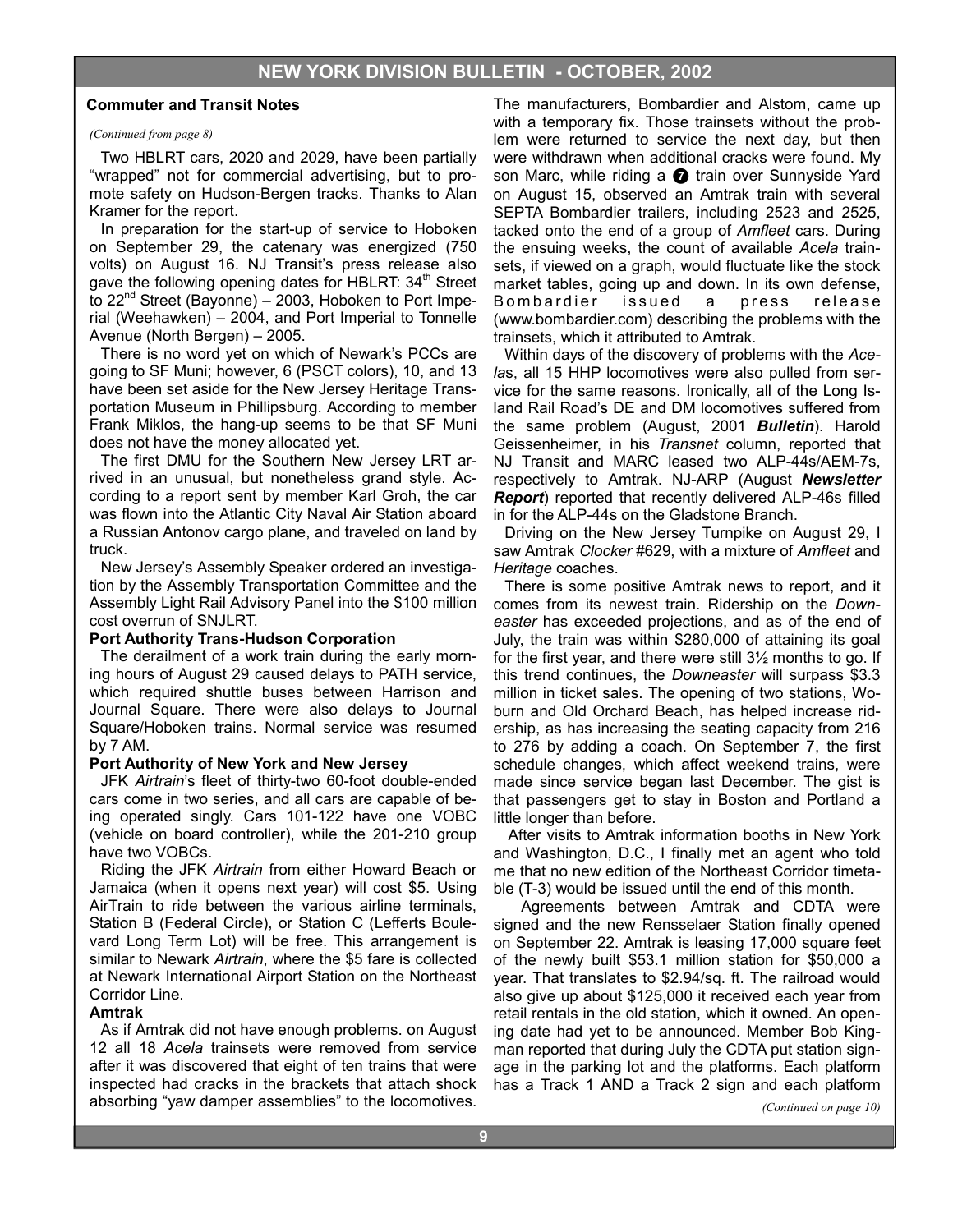## Commuter and Transit Notes

*(Continued from page 8)*

Two HBLRT cars, 2020 and 2029, have been partially "wrapped" not for commercial advertising, but to promote safety on Hudson-Bergen tracks. Thanks to Alan Kramer for the report.

In preparation for the start-up of service to Hoboken on September 29, the catenary was energized (750 volts) on August 16. NJ Transit's press release also gave the following opening dates for HBLRT: 34th Street to 22nd Street (Bayonne) – 2003, Hoboken to Port Imperial (Weehawken) – 2004, and Port Imperial to Tonnelle Avenue (North Bergen) – 2005.

There is no word yet on which of Newark's PCCs are going to SF Muni; however, 6 (PSCT colors), 10, and 13 have been set aside for the New Jersey Heritage Transportation Museum in Phillipsburg. According to member Frank Miklos, the hang-up seems to be that SF Muni does not have the money allocated yet.

The first DMU for the Southern New Jersey LRT arrived in an unusual, but nonetheless grand style. According to a report sent by member Karl Groh, the car was flown into the Atlantic City Naval Air Station aboard a Russian Antonov cargo plane, and traveled on land by truck.

New Jersey's Assembly Speaker ordered an investigation by the Assembly Transportation Committee and the Assembly Light Rail Advisory Panel into the $100 million cost overrun of SNJLRT.

### Port Authority Trans-Hudson Corporation

The derailment of a work train during the early morning hours of August 29 caused delays to PATH service, which required shuttle buses between Harrison and Journal Square. There were also delays to Journal Square/Hoboken trains. Normal service was resumed by 7 AM.

### Port Authority of New York and New Jersey

JFK *Airtrain*'s fleet of thirty-two 60-foot double-ended cars come in two series, and all cars are capable of being operated singly. Cars 101-122 have one VOBC (vehicle on board controller), while the 201-210 group have two VOBCs.

Riding the JFK *Airtrain* from either Howard Beach or Jamaica (when it opens next year) will cost $5. Using AirTrain to ride between the various airline terminals, Station B (Federal Circle), or Station C (Lefferts Boulevard Long Term Lot) will be free. This arrangement is similar to Newark *Airtrain*, where the $5 fare is collected at Newark International Airport Station on the Northeast Corridor Line.

### Amtrak

As if Amtrak did not have enough problems. on August 12 all 18 *Acela* trainsets were removed from service after it was discovered that eight of ten trains that were inspected had cracks in the brackets that attach shock absorbing "yaw damper assemblies" to the locomotives. The manufacturers, Bombardier and Alstom, came up with a temporary fix. Those trainsets without the problem were returned to service the next day, but then were withdrawn when additional cracks were found. My son Marc, while riding a 7 train over Sunnyside Yard on August 15, observed an Amtrak train with several SEPTA Bombardier trailers, including 2523 and 2525, tacked onto the end of a group of *Amfleet* cars. During the ensuing weeks, the count of available *Acela* trainsets, if viewed on a graph, would fluctuate like the stock market tables, going up and down. In its own defense, Bombardier issued a press release (www.bombardier.com) describing the problems with the trainsets, which it attributed to Amtrak.

Within days of the discovery of problems with the *Acelas*, all 15 HHP locomotives were also pulled from service for the same reasons. Ironically, all of the Long Island Rail Road's DE and DM locomotives suffered from the same problem (August, 2001 ***Bulletin***). Harold Geissenheimer, in his *Transnet* column, reported that NJ Transit and MARC leased two ALP-44s/AEM-7s, respectively to Amtrak. NJ-ARP (August ***Newsletter Report***) reported that recently delivered ALP-46s filled in for the ALP-44s on the Gladstone Branch.

Driving on the New Jersey Turnpike on August 29, I saw Amtrak *Clocker* #629, with a mixture of *Amfleet* and *Heritage* coaches.

There is some positive Amtrak news to report, and it comes from its newest train. Ridership on the *Downeaster* has exceeded projections, and as of the end of July, the train was within $280,000 of attaining its goal for the first year, and there were still 3½ months to go. If this trend continues, the *Downeaster* will surpass $3.3 million in ticket sales. The opening of two stations, Woburn and Old Orchard Beach, has helped increase ridership, as has increasing the seating capacity from 216 to 276 by adding a coach. On September 7, the first schedule changes, which affect weekend trains, were made since service began last December. The gist is that passengers get to stay in Boston and Portland a little longer than before.

After visits to Amtrak information booths in New York and Washington, D.C., I finally met an agent who told me that no new edition of the Northeast Corridor timetable (T-3) would be issued until the end of this month.

Agreements between Amtrak and CDTA were signed and the new Rensselaer Station finally opened on September 22. Amtrak is leasing 17,000 square feet of the newly built $53.1 million station for $50,000 a year. That translates to $2.94/sq. ft. The railroad would also give up about $125,000 it received each year from retail rentals in the old station, which it owned. An opening date had yet to be announced. Member Bob Kingman reported that during July the CDTA put station signage in the parking lot and the platforms. Each platform has a Track 1 AND a Track 2 sign and each platform

*(Continued on page 10)*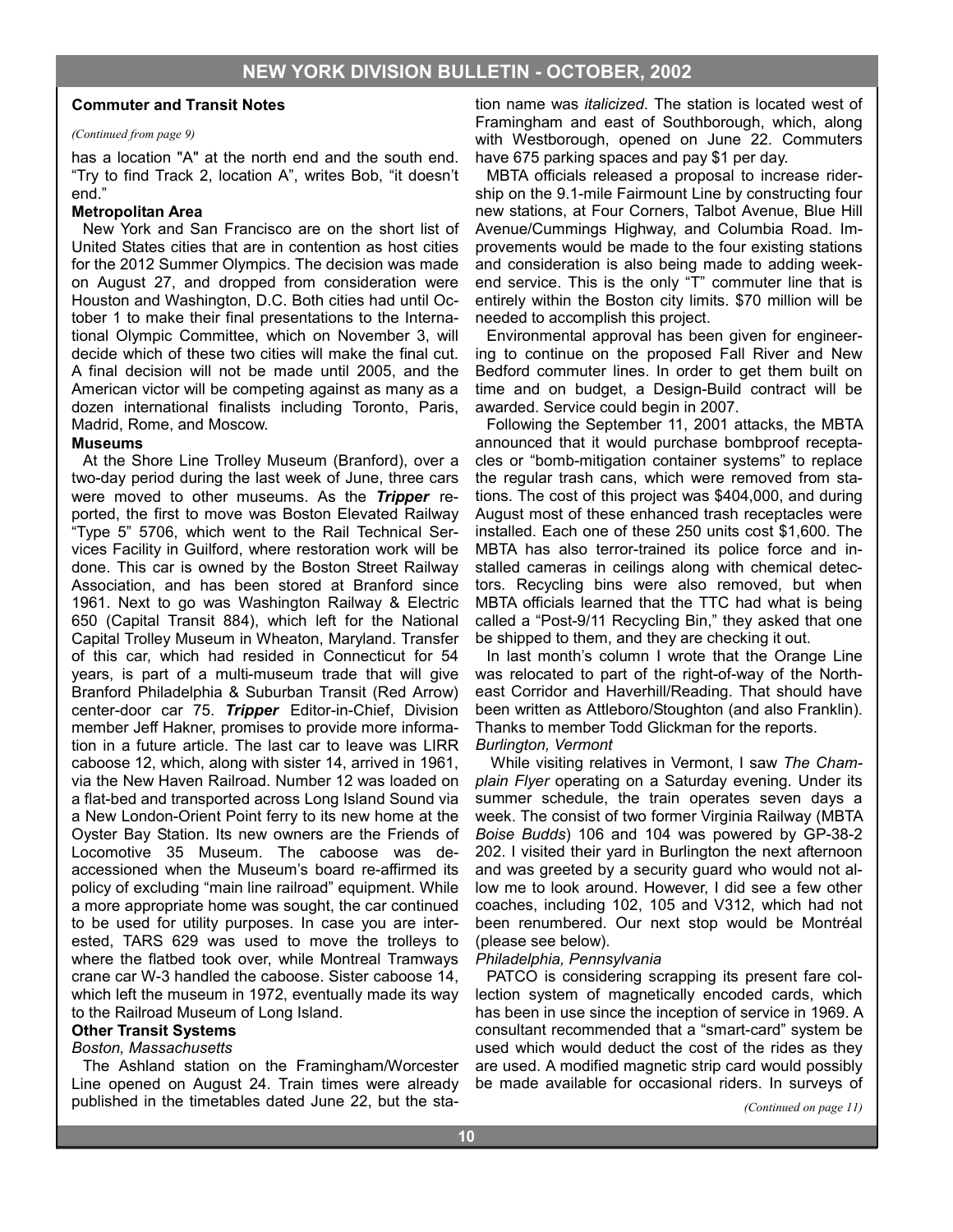**Commuter and Transit Notes**

*(Continued from page 9)*

has a location "A" at the north end and the south end. “Try to find Track 2, location A”, writes Bob, “it doesn’t end.”

**Metropolitan Area**

New York and San Francisco are on the short list of United States cities that are in contention as host cities for the 2012 Summer Olympics. The decision was made on August 27, and dropped from consideration were Houston and Washington, D.C. Both cities had until October 1 to make their final presentations to the International Olympic Committee, which on November 3, will decide which of these two cities will make the final cut. A final decision will not be made until 2005, and the American victor will be competing against as many as a dozen international finalists including Toronto, Paris, Madrid, Rome, and Moscow.

**Museums**

At the Shore Line Trolley Museum (Branford), over a two-day period during the last week of June, three cars were moved to other museums. As the ***Tripper*** reported, the first to move was Boston Elevated Railway “Type 5” 5706, which went to the Rail Technical Services Facility in Guilford, where restoration work will be done. This car is owned by the Boston Street Railway Association, and has been stored at Branford since 1961. Next to go was Washington Railway & Electric 650 (Capital Transit 884), which left for the National Capital Trolley Museum in Wheaton, Maryland. Transfer of this car, which had resided in Connecticut for 54 years, is part of a multi-museum trade that will give Branford Philadelphia & Suburban Transit (Red Arrow) center-door car 75. ***Tripper*** Editor-in-Chief, Division member Jeff Hakner, promises to provide more information in a future article. The last car to leave was LIRR caboose 12, which, along with sister 14, arrived in 1961, via the New Haven Railroad. Number 12 was loaded on a flat-bed and transported across Long Island Sound via a New London-Orient Point ferry to its new home at the Oyster Bay Station. Its new owners are the Friends of Locomotive 35 Museum. The caboose was de-accessioned when the Museum’s board re-affirmed its policy of excluding “main line railroad” equipment. While a more appropriate home was sought, the car continued to be used for utility purposes. In case you are interested, TARS 629 was used to move the trolleys to where the flatbed took over, while Montreal Tramways crane car W-3 handled the caboose. Sister caboose 14, which left the museum in 1972, eventually made its way to the Railroad Museum of Long Island.

**Other Transit Systems**

*Boston, Massachusetts*

The Ashland station on the Framingham/Worcester Line opened on August 24. Train times were already published in the timetables dated June 22, but the station name was *italicized*. The station is located west of Framingham and east of Southborough, which, along with Westborough, opened on June 22. Commuters have 675 parking spaces and pay $1 per day.

MBTA officials released a proposal to increase ridership on the 9.1-mile Fairmount Line by constructing four new stations, at Four Corners, Talbot Avenue, Blue Hill Avenue/Cummings Highway, and Columbia Road. Improvements would be made to the four existing stations and consideration is also being made to adding weekend service. This is the only “T” commuter line that is entirely within the Boston city limits. $70 million will be needed to accomplish this project.

Environmental approval has been given for engineering to continue on the proposed Fall River and New Bedford commuter lines. In order to get them built on time and on budget, a Design-Build contract will be awarded. Service could begin in 2007.

Following the September 11, 2001 attacks, the MBTA announced that it would purchase bombproof receptacles or “bomb-mitigation container systems” to replace the regular trash cans, which were removed from stations. The cost of this project was $404,000, and during August most of these enhanced trash receptacles were installed. Each one of these 250 units cost $1,600. The MBTA has also terror-trained its police force and installed cameras in ceilings along with chemical detectors. Recycling bins were also removed, but when MBTA officials learned that the TTC had what is being called a “Post-9/11 Recycling Bin,” they asked that one be shipped to them, and they are checking it out.

In last month’s column I wrote that the Orange Line was relocated to part of the right-of-way of the Northeast Corridor and Haverhill/Reading. That should have been written as Attleboro/Stoughton (and also Franklin). Thanks to member Todd Glickman for the reports.

*Burlington, Vermont*

While visiting relatives in Vermont, I saw *The Champlain Flyer* operating on a Saturday evening. Under its summer schedule, the train operates seven days a week. The consist of two former Virginia Railway (MBTA *Boise Budds*) 106 and 104 was powered by GP-38-2 202. I visited their yard in Burlington the next afternoon and was greeted by a security guard who would not allow me to look around. However, I did see a few other coaches, including 102, 105 and V312, which had not been renumbered. Our next stop would be Montréal (please see below).

*Philadelphia, Pennsylvania*

PATCO is considering scrapping its present fare collection system of magnetically encoded cards, which has been in use since the inception of service in 1969. A consultant recommended that a “smart-card” system be used which would deduct the cost of the rides as they are used. A modified magnetic strip card would possibly be made available for occasional riders. In surveys of

*(Continued on page 11)*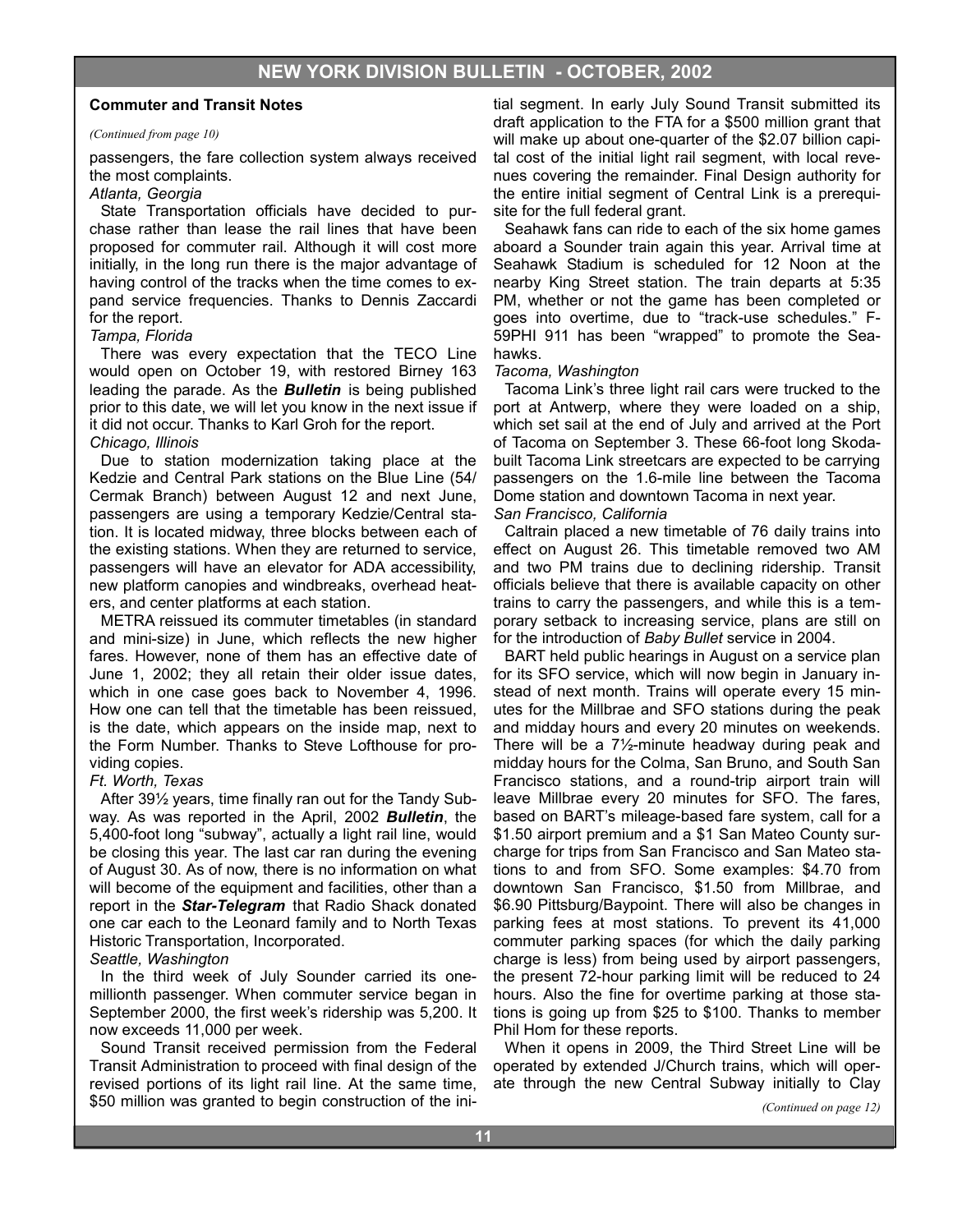### Commutter and Transit Notes

*(Continued from page 10)*

passengers, the fare collection system always received the most complaints.

*Atlanta, Georgia*

State Transportation officials have decided to purchase rather than lease the rail lines that have been proposed for commuter rail. Although it will cost more initially, in the long run there is the major advantage of having control of the tracks when the time comes to expand service frequencies. Thanks to Dennis Zaccardi for the report.

*Tampa, Florida*

There was every expectation that the TECO Line would open on October 19, with restored Birney 163 leading the parade. As the ***Bulletin*** is being published prior to this date, we will let you know in the next issue if it did not occur. Thanks to Karl Groh for the report.

*Chicago, Illinois*

Due to station modernization taking place at the Kedzie and Central Park stations on the Blue Line (54/Cermak Branch) between August 12 and next June, passengers are using a temporary Kedzie/Central station. It is located midway, three blocks between each of the existing stations. When they are returned to service, passengers will have an elevator for ADA accessibility, new platform canopies and windbreaks, overhead heaters, and center platforms at each station.

METRA reissued its commuter timetables (in standard and mini-size) in June, which reflects the new higher fares. However, none of them has an effective date of June 1, 2002; they all retain their older issue dates, which in one case goes back to November 4, 1996. How one can tell that the timetable has been reissued, is the date, which appears on the inside map, next to the Form Number. Thanks to Steve Lofthouse for providing copies.

*Ft. Worth, Texas*

After 39½ years, time finally ran out for the Tandy Subway. As was reported in the April, 2002 ***Bulletin***, the 5,400-foot long "subway", actually a light rail line, would be closing this year. The last car ran during the evening of August 30. As of now, there is no information on what will become of the equipment and facilities, other than a report in the ***Star-Telegram*** that Radio Shack donated one car each to the Leonard family and to North Texas Historic Transportation, Incorporated.

*Seattle, Washington*

In the third week of July Sounder carried its one-millionth passenger. When commuter service began in September 2000, the first week's ridership was 5,200. It now exceeds 11,000 per week.

Sound Transit received permission from the Federal Transit Administration to proceed with final design of the revised portions of its light rail line. At the same time, $50 million was granted to begin construction of the initial segment. In early July Sound Transit submitted its draft application to the FTA for a $500 million grant that will make up about one-quarter of the $2.07 billion capital cost of the initial light rail segment, with local revenues covering the remainder. Final Design authority for the entire initial segment of Central Link is a prerequisite for the full federal grant.

Seahawk fans can ride to each of the six home games aboard a Sounder train again this year. Arrival time at Seahawk Stadium is scheduled for 12 Noon at the nearby King Street station. The train departs at 5:35 PM, whether or not the game has been completed or goes into overtime, due to "track-use schedules." F-59PHI 911 has been "wrapped" to promote the Seahawks.

*Tacoma, Washington*

Tacoma Link's three light rail cars were trucked to the port at Antwerp, where they were loaded on a ship, which set sail at the end of July and arrived at the Port of Tacoma on September 3. These 66-foot long Skoda-built Tacoma Link streetcars are expected to be carrying passengers on the 1.6-mile line between the Tacoma Dome station and downtown Tacoma in next year.

*San Francisco, California*

Caltrain placed a new timetable of 76 daily trains into effect on August 26. This timetable removed two AM and two PM trains due to declining ridership. Transit officials believe that there is available capacity on other trains to carry the passengers, and while this is a temporary setback to increasing service, plans are still on for the introduction of *Baby Bullet* service in 2004.

BART held public hearings in August on a service plan for its SFO service, which will now begin in January instead of next month. Trains will operate every 15 minutes for the Millbrae and SFO stations during the peak and midday hours and every 20 minutes on weekends. There will be a 7½-minute headway during peak and midday hours for the Colma, San Bruno, and South San Francisco stations, and a round-trip airport train will leave Millbrae every 20 minutes for SFO. The fares, based on BART's mileage-based fare system, call for a $1.50 airport premium and a $1 San Mateo County surcharge for trips from San Francisco and San Mateo stations to and from SFO. Some examples: $4.70 from downtown San Francisco, $1.50 from Millbrae, and $6.90 Pittsburg/Baypoint. There will also be changes in parking fees at most stations. To prevent its 41,000 commuter parking spaces (for which the daily parking charge is less) from being used by airport passengers, the present 72-hour parking limit will be reduced to 24 hours. Also the fine for overtime parking at those stations is going up from $25 to $100. Thanks to member Phil Hom for these reports.

When it opens in 2009, the Third Street Line will be operated by extended J/Church trains, which will operate through the new Central Subway initially to Clay

*(Continued on page 12)*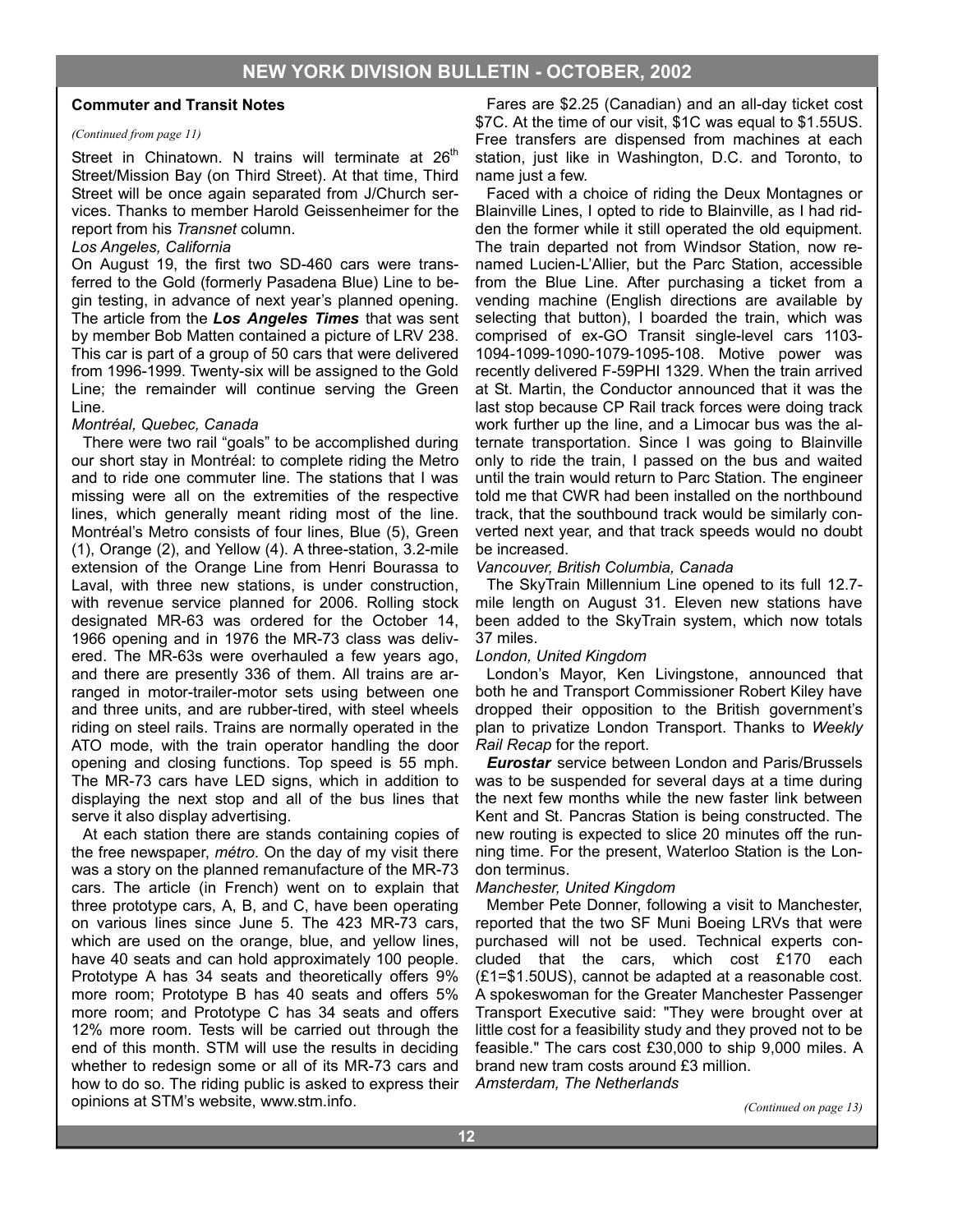## Commuter and Transit Notes

*(Continued from page 11)*

Street in Chinatown. N trains will terminate at 26th Street/Mission Bay (on Third Street). At that time, Third Street will be once again separated from J/Church services. Thanks to member Harold Geissenheimer for the report from his *Transnet* column.

*Los Angeles, California*

On August 19, the first two SD-460 cars were transferred to the Gold (formerly Pasadena Blue) Line to begin testing, in advance of next year's planned opening. The article from the ***Los Angeles Times*** that was sent by member Bob Matten contained a picture of LRV 238. This car is part of a group of 50 cars that were delivered from 1996-1999. Twenty-six will be assigned to the Gold Line; the remainder will continue serving the Green Line.

*Montréal, Quebec, Canada*

There were two rail "goals" to be accomplished during our short stay in Montréal: to complete riding the Metro and to ride one commuter line. The stations that I was missing were all on the extremities of the respective lines, which generally meant riding most of the line. Montréal's Metro consists of four lines, Blue (5), Green (1), Orange (2), and Yellow (4). A three-station, 3.2-mile extension of the Orange Line from Henri Bourassa to Laval, with three new stations, is under construction, with revenue service planned for 2006. Rolling stock designated MR-63 was ordered for the October 14, 1966 opening and in 1976 the MR-73 class was delivered. The MR-63s were overhauled a few years ago, and there are presently 336 of them. All trains are arranged in motor-trailer-motor sets using between one and three units, and are rubber-tired, with steel wheels riding on steel rails. Trains are normally operated in the ATO mode, with the train operator handling the door opening and closing functions. Top speed is 55 mph. The MR-73 cars have LED signs, which in addition to displaying the next stop and all of the bus lines that serve it also display advertising.

At each station there are stands containing copies of the free newspaper, *métro*. On the day of my visit there was a story on the planned remanufacture of the MR-73 cars. The article (in French) went on to explain that three prototype cars, A, B, and C, have been operating on various lines since June 5. The 423 MR-73 cars, which are used on the orange, blue, and yellow lines, have 40 seats and can hold approximately 100 people. Prototype A has 34 seats and theoretically offers 9% more room; Prototype B has 40 seats and offers 5% more room; and Prototype C has 34 seats and offers 12% more room. Tests will be carried out through the end of this month. STM will use the results in deciding whether to redesign some or all of its MR-73 cars and how to do so. The riding public is asked to express their opinions at STM's website, www.stm.info.

Fares are $2.25 (Canadian) and an all-day ticket cost $7C. At the time of our visit, $1C was equal to $1.55US. Free transfers are dispensed from machines at each station, just like in Washington, D.C. and Toronto, to name just a few.

Faced with a choice of riding the Deux Montagnes or Blainville Lines, I opted to ride to Blainville, as I had ridden the former while it still operated the old equipment. The train departed not from Windsor Station, now renamed Lucien-L'Allier, but the Parc Station, accessible from the Blue Line. After purchasing a ticket from a vending machine (English directions are available by selecting that button), I boarded the train, which was comprised of ex-GO Transit single-level cars 1103-1094-1099-1090-1079-1095-108. Motive power was recently delivered F-59PHI 1329. When the train arrived at St. Martin, the Conductor announced that it was the last stop because CP Rail track forces were doing track work further up the line, and a Limocar bus was the alternate transportation. Since I was going to Blainville only to ride the train, I passed on the bus and waited until the train would return to Parc Station. The engineer told me that CWR had been installed on the northbound track, that the southbound track would be similarly converted next year, and that track speeds would no doubt be increased.

*Vancouver, British Columbia, Canada*

The SkyTrain Millennium Line opened to its full 12.7-mile length on August 31. Eleven new stations have been added to the SkyTrain system, which now totals 37 miles.

*London, United Kingdom*

London's Mayor, Ken Livingstone, announced that both he and Transport Commissioner Robert Kiley have dropped their opposition to the British government's plan to privatize London Transport. Thanks to *Weekly Rail Recap* for the report.

***Eurostar*** service between London and Paris/Brussels was to be suspended for several days at a time during the next few months while the new faster link between Kent and St. Pancras Station is being constructed. The new routing is expected to slice 20 minutes off the running time. For the present, Waterloo Station is the London terminus.

*Manchester, United Kingdom*

Member Pete Donner, following a visit to Manchester, reported that the two SF Muni Boeing LRVs that were purchased will not be used. Technical experts concluded that the cars, which cost £170 each (£1=$1.50US), cannot be adapted at a reasonable cost. A spokeswoman for the Greater Manchester Passenger Transport Executive said: "They were brought over at little cost for a feasibility study and they proved not to be feasible." The cars cost £30,000 to ship 9,000 miles. A brand new tram costs around £3 million.

*Amsterdam, The Netherlands*

*(Continued on page 13)*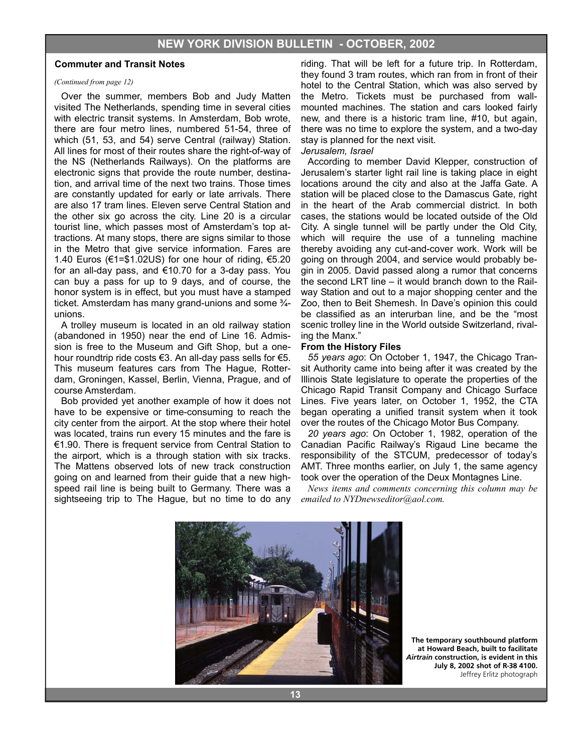## Commuter and Transit Notes

*(Continued from page 12)*

Over the summer, members Bob and Judy Matten visited The Netherlands, spending time in several cities with electric transit systems. In Amsterdam, Bob wrote, there are four metro lines, numbered 51-54, three of which (51, 53, and 54) serve Central (railway) Station. All lines for most of their routes share the right-of-way of the NS (Netherlands Railways). On the platforms are electronic signs that provide the route number, destination, and arrival time of the next two trains. Those times are constantly updated for early or late arrivals. There are also 17 tram lines. Eleven serve Central Station and the other six go across the city. Line 20 is a circular tourist line, which passes most of Amsterdam's top attractions. At many stops, there are signs similar to those in the Metro that give service information. Fares are 1.40 Euros (€1=$1.02US) for one hour of riding, €5.20 for an all-day pass, and €10.70 for a 3-day pass. You can buy a pass for up to 9 days, and of course, the honor system is in effect, but you must have a stamped ticket. Amsterdam has many grand-unions and some ¾-unions.

A trolley museum is located in an old railway station (abandoned in 1950) near the end of Line 16. Admission is free to the Museum and Gift Shop, but a one-hour roundtrip ride costs €3. An all-day pass sells for €5. This museum features cars from The Hague, Rotterdam, Groningen, Kassel, Berlin, Vienna, Prague, and of course Amsterdam.

Bob provided yet another example of how it does not have to be expensive or time-consuming to reach the city center from the airport. At the stop where their hotel was located, trains run every 15 minutes and the fare is €1.90. There is frequent service from Central Station to the airport, which is a through station with six tracks. The Mattens observed lots of new track construction going on and learned from their guide that a new high-speed rail line is being built to Germany. There was a sightseeing trip to The Hague, but no time to do any riding. That will be left for a future trip. In Rotterdam, they found 3 tram routes, which ran from in front of their hotel to the Central Station, which was also served by the Metro. Tickets must be purchased from wall-mounted machines. The station and cars looked fairly new, and there is a historic tram line, #10, but again, there was no time to explore the system, and a two-day stay is planned for the next visit.

*Jerusalem, Israel*

According to member David Klepper, construction of Jerusalem's starter light rail line is taking place in eight locations around the city and also at the Jaffa Gate. A station will be placed close to the Damascus Gate, right in the heart of the Arab commercial district. In both cases, the stations would be located outside of the Old City. A single tunnel will be partly under the Old City, which will require the use of a tunneling machine thereby avoiding any cut-and-cover work. Work will be going on through 2004, and service would probably begin in 2005. David passed along a rumor that concerns the second LRT line – it would branch down to the Railway Station and out to a major shopping center and the Zoo, then to Beit Shemesh. In Dave's opinion this could be classified as an interurban line, and be the "most scenic trolley line in the World outside Switzerland, rivaling the Manx."

### From the History Files

*55 years ago*: On October 1, 1947, the Chicago Transit Authority came into being after it was created by the Illinois State legislature to operate the properties of the Chicago Rapid Transit Company and Chicago Surface Lines. Five years later, on October 1, 1952, the CTA began operating a unified transit system when it took over the routes of the Chicago Motor Bus Company.

*20 years ago*: On October 1, 1982, operation of the Canadian Pacific Railway's Rigaud Line became the responsibility of the STCUM, predecessor of today's AMT. Three months earlier, on July 1, the same agency took over the operation of the Deux Montagnes Line.

*News items and comments concerning this column may be emailed to NYDnewseditor@aol.com.*

**The temporary southbound platform at Howard Beach, built to facilitate *Airtrain* construction, is evident in this July 8, 2002 shot of R-38 4100.**
Jeffrey Erlitz photograph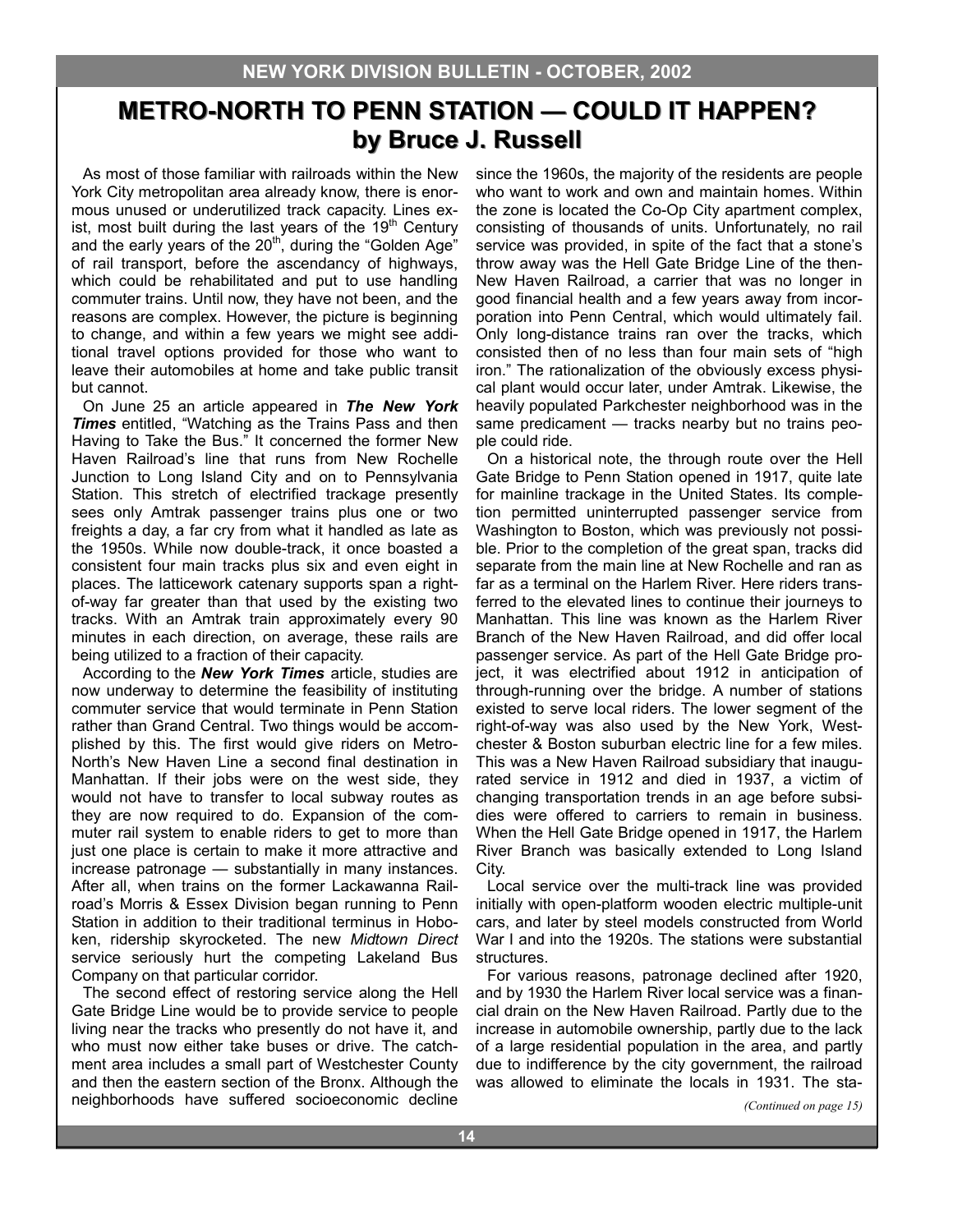# METRO-NORTH TO PENN STATION — COULD IT HAPPEN?
## by Bruce J. Russell

As most of those familiar with railroads within the New York City metropolitan area already know, there is enormous unused or underutilized track capacity. Lines exist, most built during the last years of the 19th Century and the early years of the 20th, during the "Golden Age" of rail transport, before the ascendancy of highways, which could be rehabilitated and put to use handling commuter trains. Until now, they have not been, and the reasons are complex. However, the picture is beginning to change, and within a few years we might see additional travel options provided for those who want to leave their automobiles at home and take public transit but cannot.

On June 25 an article appeared in ***The New York Times*** entitled, "Watching as the Trains Pass and then Having to Take the Bus." It concerned the former New Haven Railroad's line that runs from New Rochelle Junction to Long Island City and on to Pennsylvania Station. This stretch of electrified trackage presently sees only Amtrak passenger trains plus one or two freights a day, a far cry from what it handled as late as the 1950s. While now double-track, it once boasted a consistent four main tracks plus six and even eight in places. The latticework catenary supports span a right-of-way far greater than that used by the existing two tracks. With an Amtrak train approximately every 90 minutes in each direction, on average, these rails are being utilized to a fraction of their capacity.

According to the ***New York Times*** article, studies are now underway to determine the feasibility of instituting commuter service that would terminate in Penn Station rather than Grand Central. Two things would be accomplished by this. The first would give riders on Metro-North's New Haven Line a second final destination in Manhattan. If their jobs were on the west side, they would not have to transfer to local subway routes as they are now required to do. Expansion of the commuter rail system to enable riders to get to more than just one place is certain to make it more attractive and increase patronage — substantially in many instances. After all, when trains on the former Lackawanna Railroad's Morris & Essex Division began running to Penn Station in addition to their traditional terminus in Hoboken, ridership skyrocketed. The new *Midtown Direct* service seriously hurt the competing Lakeland Bus Company on that particular corridor.

The second effect of restoring service along the Hell Gate Bridge Line would be to provide service to people living near the tracks who presently do not have it, and who must now either take buses or drive. The catchment area includes a small part of Westchester County and then the eastern section of the Bronx. Although the neighborhoods have suffered socioeconomic decline since the 1960s, the majority of the residents are people who want to work and own and maintain homes. Within the zone is located the Co-Op City apartment complex, consisting of thousands of units. Unfortunately, no rail service was provided, in spite of the fact that a stone's throw away was the Hell Gate Bridge Line of the then-New Haven Railroad, a carrier that was no longer in good financial health and a few years away from incorporation into Penn Central, which would ultimately fail. Only long-distance trains ran over the tracks, which consisted then of no less than four main sets of "high iron." The rationalization of the obviously excess physical plant would occur later, under Amtrak. Likewise, the heavily populated Parkchester neighborhood was in the same predicament — tracks nearby but no trains people could ride.

On a historical note, the through route over the Hell Gate Bridge to Penn Station opened in 1917, quite late for mainline trackage in the United States. Its completion permitted uninterrupted passenger service from Washington to Boston, which was previously not possible. Prior to the completion of the great span, tracks did separate from the main line at New Rochelle and ran as far as a terminal on the Harlem River. Here riders transferred to the elevated lines to continue their journeys to Manhattan. This line was known as the Harlem River Branch of the New Haven Railroad, and did offer local passenger service. As part of the Hell Gate Bridge project, it was electrified about 1912 in anticipation of through-running over the bridge. A number of stations existed to serve local riders. The lower segment of the right-of-way was also used by the New York, Westchester & Boston suburban electric line for a few miles. This was a New Haven Railroad subsidiary that inaugurated service in 1912 and died in 1937, a victim of changing transportation trends in an age before subsidies were offered to carriers to remain in business. When the Hell Gate Bridge opened in 1917, the Harlem River Branch was basically extended to Long Island City.

Local service over the multi-track line was provided initially with open-platform wooden electric multiple-unit cars, and later by steel models constructed from World War I and into the 1920s. The stations were substantial structures.

For various reasons, patronage declined after 1920, and by 1930 the Harlem River local service was a financial drain on the New Haven Railroad. Partly due to the increase in automobile ownership, partly due to the lack of a large residential population in the area, and partly due to indifference by the city government, the railroad was allowed to eliminate the locals in 1931. The sta-

*(Continued on page 15)*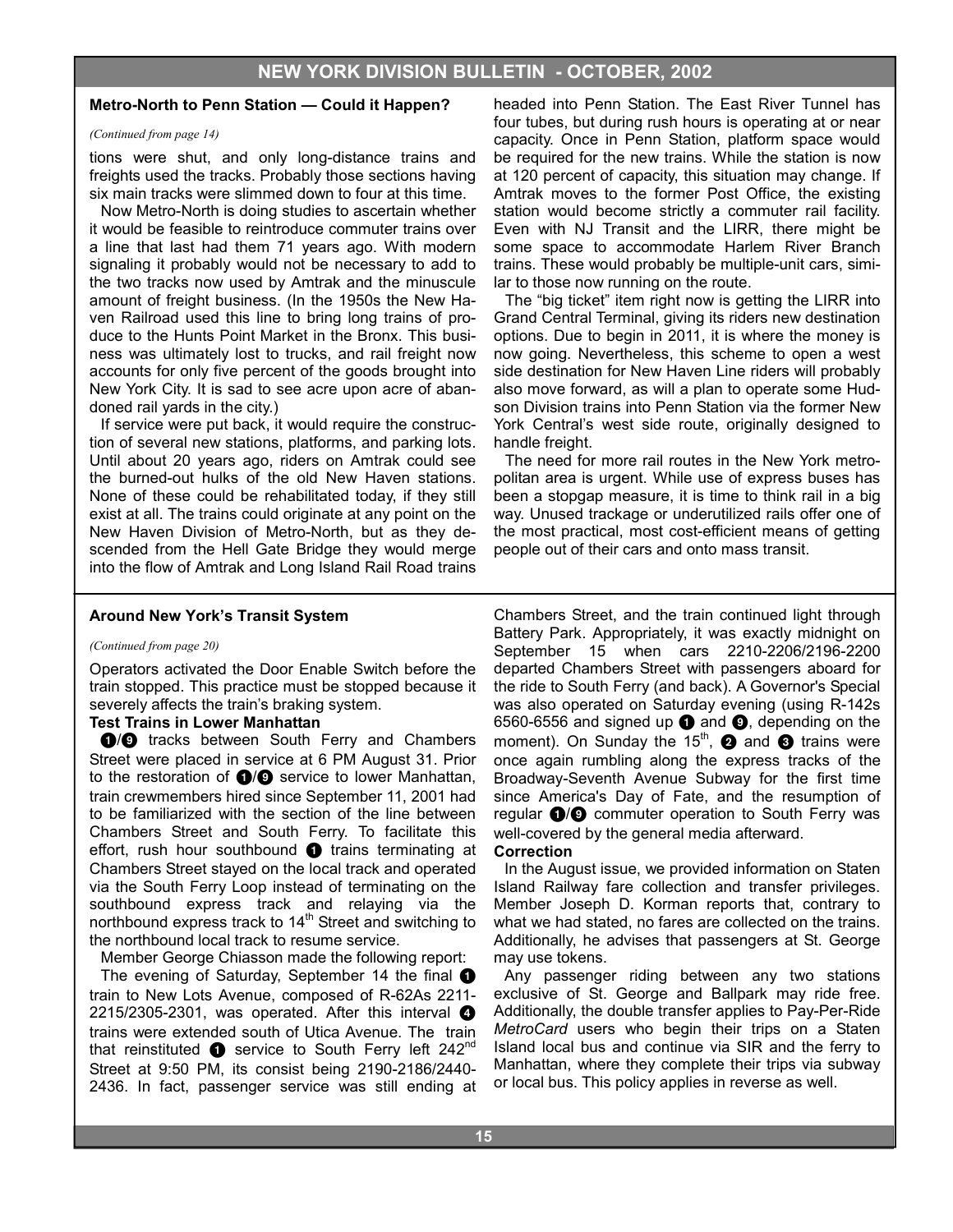## Metro-North to Penn Station — Could it Happen?

*(Continued from page 14)*

tions were shut, and only long-distance trains and freights used the tracks. Probably those sections having six main tracks were slimmed down to four at this time.

Now Metro-North is doing studies to ascertain whether it would be feasible to reintroduce commuter trains over a line that last had them 71 years ago. With modern signaling it probably would not be necessary to add to the two tracks now used by Amtrak and the minuscule amount of freight business. (In the 1950s the New Haven Railroad used this line to bring long trains of produce to the Hunts Point Market in the Bronx. This business was ultimately lost to trucks, and rail freight now accounts for only five percent of the goods brought into New York City. It is sad to see acre upon acre of abandoned rail yards in the city.)

If service were put back, it would require the construction of several new stations, platforms, and parking lots. Until about 20 years ago, riders on Amtrak could see the burned-out hulks of the old New Haven stations. None of these could be rehabilitated today, if they still exist at all. The trains could originate at any point on the New Haven Division of Metro-North, but as they descended from the Hell Gate Bridge they would merge into the flow of Amtrak and Long Island Rail Road trains headed into Penn Station. The East River Tunnel has four tubes, but during rush hours is operating at or near capacity. Once in Penn Station, platform space would be required for the new trains. While the station is now at 120 percent of capacity, this situation may change. If Amtrak moves to the former Post Office, the existing station would become strictly a commuter rail facility. Even with NJ Transit and the LIRR, there might be some space to accommodate Harlem River Branch trains. These would probably be multiple-unit cars, similar to those now running on the route.

The "big ticket" item right now is getting the LIRR into Grand Central Terminal, giving its riders new destination options. Due to begin in 2011, it is where the money is now going. Nevertheless, this scheme to open a west side destination for New Haven Line riders will probably also move forward, as will a plan to operate some Hudson Division trains into Penn Station via the former New York Central's west side route, originally designed to handle freight.

The need for more rail routes in the New York metropolitan area is urgent. While use of express buses has been a stopgap measure, it is time to think rail in a big way. Unused trackage or underutilized rails offer one of the most practical, most cost-efficient means of getting people out of their cars and onto mass transit.

## Around New York's Transit System

*(Continued from page 20)*

Operators activated the Door Enable Switch before the train stopped. This practice must be stopped because it severely affects the train's braking system.

**Test Trains in Lower Manhattan**

❶/❾ tracks between South Ferry and Chambers Street were placed in service at 6 PM August 31. Prior to the restoration of ❶/❾ service to lower Manhattan, train crewmembers hired since September 11, 2001 had to be familiarized with the section of the line between Chambers Street and South Ferry. To facilitate this effort, rush hour southbound ❶ trains terminating at Chambers Street stayed on the local track and operated via the South Ferry Loop instead of terminating on the southbound express track and relaying via the northbound express track to 14th Street and switching to the northbound local track to resume service.

Member George Chiasson made the following report:

The evening of Saturday, September 14 the final ❶ train to New Lots Avenue, composed of R-62As 2211-2215/2305-2301, was operated. After this interval ❹ trains were extended south of Utica Avenue. The train that reinstituted ❶ service to South Ferry left 242nd Street at 9:50 PM, its consist being 2190-2186/2440-2436. In fact, passenger service was still ending at Chambers Street, and the train continued light through Battery Park. Appropriately, it was exactly midnight on September 15 when cars 2210-2206/2196-2200 departed Chambers Street with passengers aboard for the ride to South Ferry (and back). A Governor's Special was also operated on Saturday evening (using R-142s 6560-6556 and signed up ❶ and ❾, depending on the moment). On Sunday the 15th, ❷ and ❸ trains were once again rumbling along the express tracks of the Broadway-Seventh Avenue Subway for the first time since America's Day of Fate, and the resumption of regular ❶/❾ commuter operation to South Ferry was well-covered by the general media afterward.

**Correction**

In the August issue, we provided information on Staten Island Railway fare collection and transfer privileges. Member Joseph D. Korman reports that, contrary to what we had stated, no fares are collected on the trains. Additionally, he advises that passengers at St. George may use tokens.

Any passenger riding between any two stations exclusive of St. George and Ballpark may ride free. Additionally, the double transfer applies to Pay-Per-Ride *MetroCard* users who begin their trips on a Staten Island local bus and continue via SIR and the ferry to Manhattan, where they complete their trips via subway or local bus. This policy applies in reverse as well.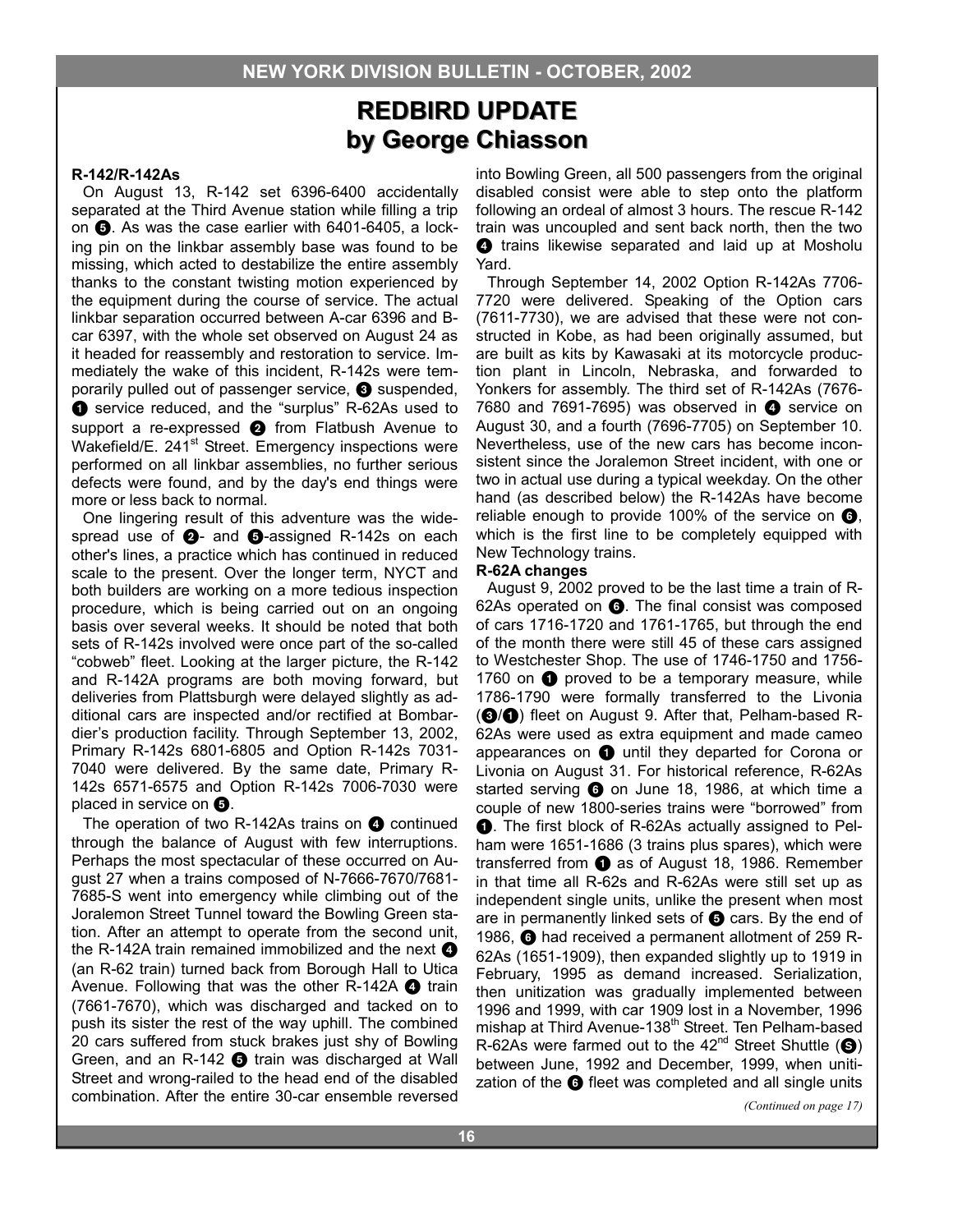# REDBIRD UPDATE
## by George Chiasson

**R-142/R-142As**

On August 13, R-142 set 6396-6400 accidentally separated at the Third Avenue station while filling a trip on ❺. As was the case earlier with 6401-6405, a locking pin on the linkbar assembly base was found to be missing, which acted to destabilize the entire assembly thanks to the constant twisting motion experienced by the equipment during the course of service. The actual linkbar separation occurred between A-car 6396 and B-car 6397, with the whole set observed on August 24 as it headed for reassembly and restoration to service. Immediately the wake of this incident, R-142s were temporarily pulled out of passenger service, ❸ suspended, ❶ service reduced, and the "surplus" R-62As used to support a re-expressed ❷ from Flatbush Avenue to Wakefield/E. 241st Street. Emergency inspections were performed on all linkbar assemblies, no further serious defects were found, and by the day's end things were more or less back to normal.

One lingering result of this adventure was the widespread use of ❷- and ❺-assigned R-142s on each other's lines, a practice which has continued in reduced scale to the present. Over the longer term, NYCT and both builders are working on a more tedious inspection procedure, which is being carried out on an ongoing basis over several weeks. It should be noted that both sets of R-142s involved were once part of the so-called "cobweb" fleet. Looking at the larger picture, the R-142 and R-142A programs are both moving forward, but deliveries from Plattsburgh were delayed slightly as additional cars are inspected and/or rectified at Bombardier's production facility. Through September 13, 2002, Primary R-142s 6801-6805 and Option R-142s 7031-7040 were delivered. By the same date, Primary R-142s 6571-6575 and Option R-142s 7006-7030 were placed in service on ❺.

The operation of two R-142As trains on ❹ continued through the balance of August with few interruptions. Perhaps the most spectacular of these occurred on August 27 when a trains composed of N-7666-7670/7681-7685-S went into emergency while climbing out of the Joralemon Street Tunnel toward the Bowling Green station. After an attempt to operate from the second unit, the R-142A train remained immobilized and the next ❹ (an R-62 train) turned back from Borough Hall to Utica Avenue. Following that was the other R-142A ❹ train (7661-7670), which was discharged and tacked on to push its sister the rest of the way uphill. The combined 20 cars suffered from stuck brakes just shy of Bowling Green, and an R-142 ❺ train was discharged at Wall Street and wrong-railed to the head end of the disabled combination. After the entire 30-car ensemble reversed into Bowling Green, all 500 passengers from the original disabled consist were able to step onto the platform following an ordeal of almost 3 hours. The rescue R-142 train was uncoupled and sent back north, then the two ❹ trains likewise separated and laid up at Mosholu Yard.

Through September 14, 2002 Option R-142As 7706-7720 were delivered. Speaking of the Option cars (7611-7730), we are advised that these were not constructed in Kobe, as had been originally assumed, but are built as kits by Kawasaki at its motorcycle production plant in Lincoln, Nebraska, and forwarded to Yonkers for assembly. The third set of R-142As (7676-7680 and 7691-7695) was observed in ❹ service on August 30, and a fourth (7696-7705) on September 10. Nevertheless, use of the new cars has become inconsistent since the Joralemon Street incident, with one or two in actual use during a typical weekday. On the other hand (as described below) the R-142As have become reliable enough to provide 100% of the service on ❻, which is the first line to be completely equipped with New Technology trains.

**R-62A changes**

August 9, 2002 proved to be the last time a train of R-62As operated on ❻. The final consist was composed of cars 1716-1720 and 1761-1765, but through the end of the month there were still 45 of these cars assigned to Westchester Shop. The use of 1746-1750 and 1756-1760 on ❶ proved to be a temporary measure, while 1786-1790 were formally transferred to the Livonia (❸/❶) fleet on August 9. After that, Pelham-based R-62As were used as extra equipment and made cameo appearances on ❶ until they departed for Corona or Livonia on August 31. For historical reference, R-62As started serving ❻ on June 18, 1986, at which time a couple of new 1800-series trains were "borrowed" from ❶. The first block of R-62As actually assigned to Pelham were 1651-1686 (3 trains plus spares), which were transferred from ❶ as of August 18, 1986. Remember in that time all R-62s and R-62As were still set up as independent single units, unlike the present when most are in permanently linked sets of ❺ cars. By the end of 1986, ❻ had received a permanent allotment of 259 R-62As (1651-1909), then expanded slightly up to 1919 in February, 1995 as demand increased. Serialization, then unitization was gradually implemented between 1996 and 1999, with car 1909 lost in a November, 1996 mishap at Third Avenue-138th Street. Ten Pelham-based R-62As were farmed out to the 42nd Street Shuttle (Ⓢ) between June, 1992 and December, 1999, when unitization of the ❻ fleet was completed and all single units

*(Continued on page 17)*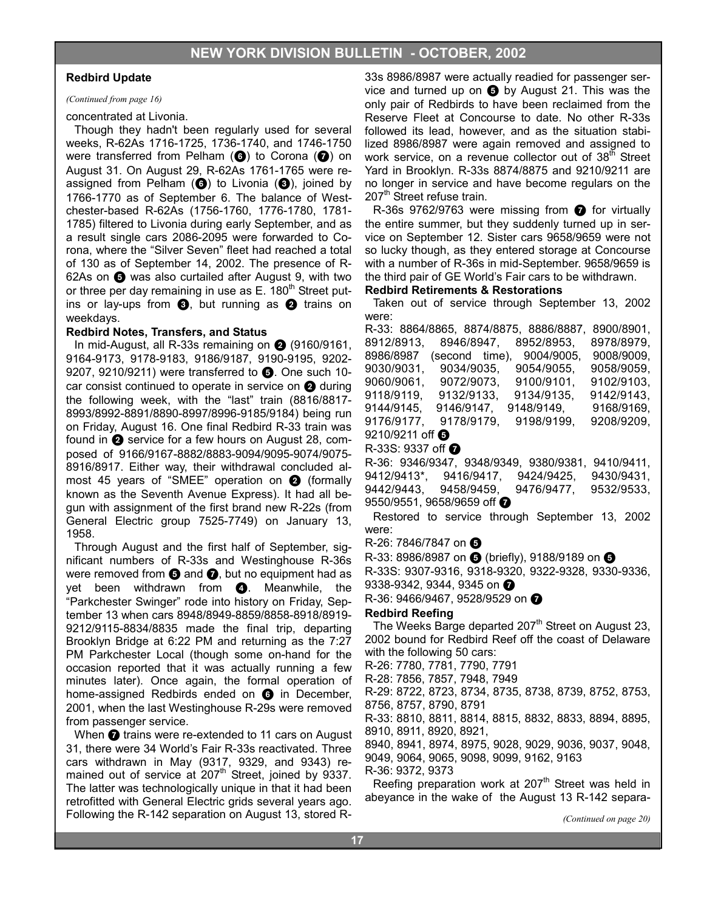## Redbird Update

*(Continued from page 16)*

concentrated at Livonia.

Though they hadn't been regularly used for several weeks, R-62As 1716-1725, 1736-1740, and 1746-1750 were transferred from Pelham (6) to Corona (7) on August 31. On August 29, R-62As 1761-1765 were reassigned from Pelham (6) to Livonia (3), joined by 1766-1770 as of September 6. The balance of Westchester-based R-62As (1756-1760, 1776-1780, 1781-1785) filtered to Livonia during early September, and as a result single cars 2086-2095 were forwarded to Corona, where the "Silver Seven" fleet had reached a total of 130 as of September 14, 2002. The presence of R-62As on 5 was also curtailed after August 9, with two or three per day remaining in use as E. 180th Street put-ins or lay-ups from 3, but running as 2 trains on weekdays.

### Redbird Notes, Transfers, and Status

In mid-August, all R-33s remaining on 2 (9160/9161, 9164-9173, 9178-9183, 9186/9187, 9190-9195, 9202-9207, 9210/9211) were transferred to 5. One such 10-car consist continued to operate in service on 2 during the following week, with the "last" train (8816/8817-8993/8992-8891/8890-8997/8996-9185/9184) being run on Friday, August 16. One final Redbird R-33 train was found in 2 service for a few hours on August 28, composed of 9166/9167-8882/8883-9094/9095-9074/9075-8916/8917. Either way, their withdrawal concluded almost 45 years of "SMEE" operation on 2 (formally known as the Seventh Avenue Express). It had all begun with assignment of the first brand new R-22s (from General Electric group 7525-7749) on January 13, 1958.

Through August and the first half of September, significant numbers of R-33s and Westinghouse R-36s were removed from 5 and 7, but no equipment had as yet been withdrawn from 4. Meanwhile, the "Parkchester Swinger" rode into history on Friday, September 13 when cars 8948/8949-8859/8858-8918/8919-9212/9115-8834/8835 made the final trip, departing Brooklyn Bridge at 6:22 PM and returning as the 7:27 PM Parkchester Local (though some on-hand for the occasion reported that it was actually running a few minutes later). Once again, the formal operation of home-assigned Redbirds ended on 6 in December, 2001, when the last Westinghouse R-29s were removed from passenger service.

When 7 trains were re-extended to 11 cars on August 31, there were 34 World's Fair R-33s reactivated. Three cars withdrawn in May (9317, 9329, and 9343) remained out of service at 207th Street, joined by 9337. The latter was technologically unique in that it had been retrofitted with General Electric grids several years ago. Following the R-142 separation on August 13, stored R-33s 8986/8987 were actually readied for passenger service and turned up on 5 by August 21. This was the only pair of Redbirds to have been reclaimed from the Reserve Fleet at Concourse to date. No other R-33s followed its lead, however, and as the situation stabilized 8986/8987 were again removed and assigned to work service, on a revenue collector out of 38th Street Yard in Brooklyn. R-33s 8874/8875 and 9210/9211 are no longer in service and have become regulars on the 207th Street refuse train.

R-36s 9762/9763 were missing from 7 for virtually the entire summer, but they suddenly turned up in service on September 12. Sister cars 9658/9659 were not so lucky though, as they entered storage at Concourse with a number of R-36s in mid-September. 9658/9659 is the third pair of GE World's Fair cars to be withdrawn.

### Redbird Retirements & Restorations

Taken out of service through September 13, 2002 were:

R-33: 8864/8865, 8874/8875, 8886/8887, 8900/8901, 8912/8913, 8946/8947, 8952/8953, 8978/8979, 8986/8987 (second time), 9004/9005, 9008/9009, 9030/9031, 9034/9035, 9054/9055, 9058/9059, 9060/9061, 9072/9073, 9100/9101, 9102/9103, 9118/9119, 9132/9133, 9134/9135, 9142/9143, 9144/9145, 9146/9147, 9148/9149, 9168/9169, 9176/9177, 9178/9179, 9198/9199, 9208/9209, 9210/9211 off 5

R-33S: 9337 off 7

R-36: 9346/9347, 9348/9349, 9380/9381, 9410/9411, 9412/9413*, 9416/9417, 9424/9425, 9430/9431, 9442/9443, 9458/9459, 9476/9477, 9532/9533, 9550/9551, 9658/9659 off 7

Restored to service through September 13, 2002 were:

R-26: 7846/7847 on 5

R-33: 8986/8987 on 5 (briefly), 9188/9189 on 5

R-33S: 9307-9316, 9318-9320, 9322-9328, 9330-9336, 9338-9342, 9344, 9345 on 7

R-36: 9466/9467, 9528/9529 on 7

### Redbird Reefing

The Weeks Barge departed 207th Street on August 23, 2002 bound for Redbird Reef off the coast of Delaware with the following 50 cars:

R-26: 7780, 7781, 7790, 7791

R-28: 7856, 7857, 7948, 7949

R-29: 8722, 8723, 8734, 8735, 8738, 8739, 8752, 8753, 8756, 8757, 8790, 8791

R-33: 8810, 8811, 8814, 8815, 8832, 8833, 8894, 8895, 8910, 8911, 8920, 8921,
8940, 8941, 8974, 8975, 9028, 9029, 9036, 9037, 9048, 9049, 9064, 9065, 9098, 9099, 9162, 9163

R-36: 9372, 9373

Reefing preparation work at 207th Street was held in abeyance in the wake of the August 13 R-142 separa-

*(Continued on page 20)*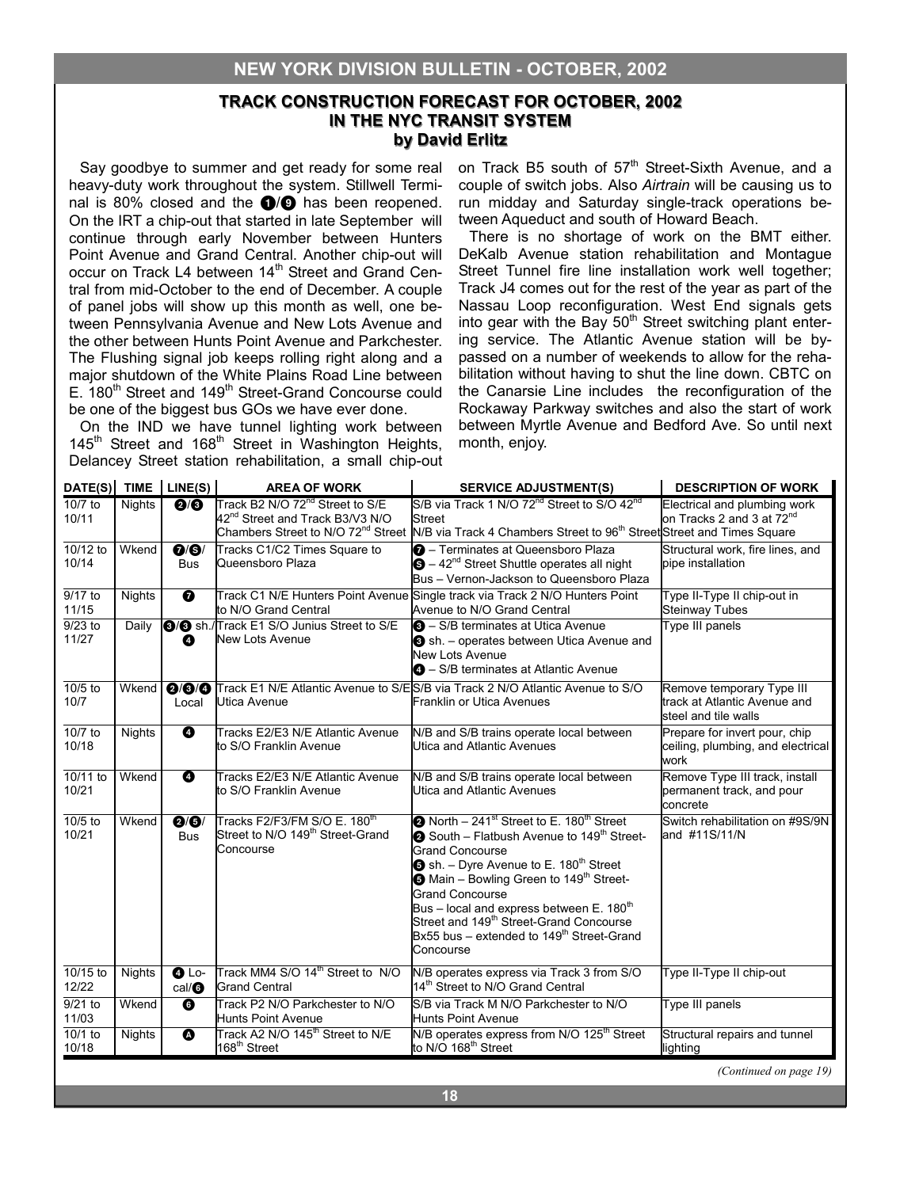## TRACK CONSTRUCTION FORECAST FOR OCTOBER, 2002 IN THE NYC TRANSIT SYSTEM

**by David Erlitz**

Say goodbye to summer and get ready for some real heavy-duty work throughout the system. Stillwell Terminal is 80% closed and the 1/9 has been reopened. On the IRT a chip-out that started in late September will continue through early November between Hunters Point Avenue and Grand Central. Another chip-out will occur on Track L4 between 14th Street and Grand Central from mid-October to the end of December. A couple of panel jobs will show up this month as well, one between Pennsylvania Avenue and New Lots Avenue and the other between Hunts Point Avenue and Parkchester. The Flushing signal job keeps rolling right along and a major shutdown of the White Plains Road Line between E. 180th Street and 149th Street-Grand Concourse could be one of the biggest bus GOs we have ever done.

On the IND we have tunnel lighting work between 145th Street and 168th Street in Washington Heights, Delancey Street station rehabilitation, a small chip-out on Track B5 south of 57th Street-Sixth Avenue, and a couple of switch jobs. Also *Airtrain* will be causing us to run midday and Saturday single-track operations between Aqueduct and south of Howard Beach.

There is no shortage of work on the BMT either. DeKalb Avenue station rehabilitation and Montague Street Tunnel fire line installation work well together; Track J4 comes out for the rest of the year as part of the Nassau Loop reconfiguration. West End signals gets into gear with the Bay 50th Street switching plant entering service. The Atlantic Avenue station will be bypassed on a number of weekends to allow for the rehabilitation without having to shut the line down. CBTC on the Canarsie Line includes the reconfiguration of the Rockaway Parkway switches and also the start of work between Myrtle Avenue and Bedford Ave. So until next month, enjoy.

| DATE(S) | TIME | LINE(S) | AREA OF WORK | SERVICE ADJUSTMENT(S) | DESCRIPTION OF WORK |
|---|---|---|---|---|---|
| 10/7 to 10/11 | Nights | 2/3 | Track B2 N/O 72nd Street to S/E 42nd Street and Track B3/V3 N/O Chambers Street to N/O 72nd Street | S/B via Track 1 N/O 72nd Street to S/O 42nd Street<br>N/B via Track 4 Chambers Street to 96th Street | Electrical and plumbing work on Tracks 2 and 3 at 72nd Street and Times Square |
| 10/12 to 10/14 | Wkend | 7/S/ Bus | Tracks C1/C2 Times Square to Queensboro Plaza | 7 – Terminates at Queensboro Plaza<br>S – 42nd Street Shuttle operates all night<br>Bus – Vernon-Jackson to Queensboro Plaza | Structural work, fire lines, and pipe installation |
| 9/17 to 11/15 | Nights | 7 | Track C1 N/E Hunters Point Avenue to N/O Grand Central | Single track via Track 2 N/O Hunters Point Avenue to N/O Grand Central | Type II-Type II chip-out in Steinway Tubes |
| 9/23 to 11/27 | Daily | 3/3 sh./ 4 | Track E1 S/O Junius Street to S/E New Lots Avenue | 3 – S/B terminates at Utica Avenue<br>3 sh. – operates between Utica Avenue and New Lots Avenue<br>4 – S/B terminates at Atlantic Avenue | Type III panels |
| 10/5 to 10/7 | Wkend | 2/3/4 Local | Track E1 N/E Atlantic Avenue to S/E Utica Avenue | S/B via Track 2 N/O Atlantic Avenue to S/O Franklin or Utica Avenues | Remove temporary Type III track at Atlantic Avenue and steel and tile walls |
| 10/7 to 10/18 | Nights | 4 | Tracks E2/E3 N/E Atlantic Avenue to S/O Franklin Avenue | N/B and S/B trains operate local between Utica and Atlantic Avenues | Prepare for invert pour, chip ceiling, plumbing, and electrical work |
| 10/11 to 10/21 | Wkend | 4 | Tracks E2/E3 N/E Atlantic Avenue to S/O Franklin Avenue | N/B and S/B trains operate local between Utica and Atlantic Avenues | Remove Type III track, install permanent track, and pour concrete |
| 10/5 to 10/21 | Wkend | 2/5/ Bus | Tracks F2/F3/FM S/O E. 180th Street to N/O 149th Street-Grand Concourse | 2 North – 241st Street to E. 180th Street<br>2 South – Flatbush Avenue to 149th Street-Grand Concourse<br>5 sh. – Dyre Avenue to E. 180th Street<br>5 Main – Bowling Green to 149th Street-Grand Concourse<br>Bus – local and express between E. 180th Street and 149th Street-Grand Concourse<br>Bx55 bus – extended to 149th Street-Grand Concourse | Switch rehabilitation on #9S/9N and #11S/11/N |
| 10/15 to 12/22 | Nights | 4 Local/6 | Track MM4 S/O 14th Street to N/O Grand Central | N/B operates express via Track 3 from S/O 14th Street to N/O Grand Central | Type II-Type II chip-out |
| 9/21 to 11/03 | Wkend | 6 | Track P2 N/O Parkchester to N/O Hunts Point Avenue | S/B via Track M N/O Parkchester to N/O Hunts Point Avenue | Type III panels |
| 10/1 to 10/18 | Nights | A | Track A2 N/O 145th Street to N/E 168th Street | N/B operates express from N/O 125th Street to N/O 168th Street | Structural repairs and tunnel lighting |

*(Continued on page 19)*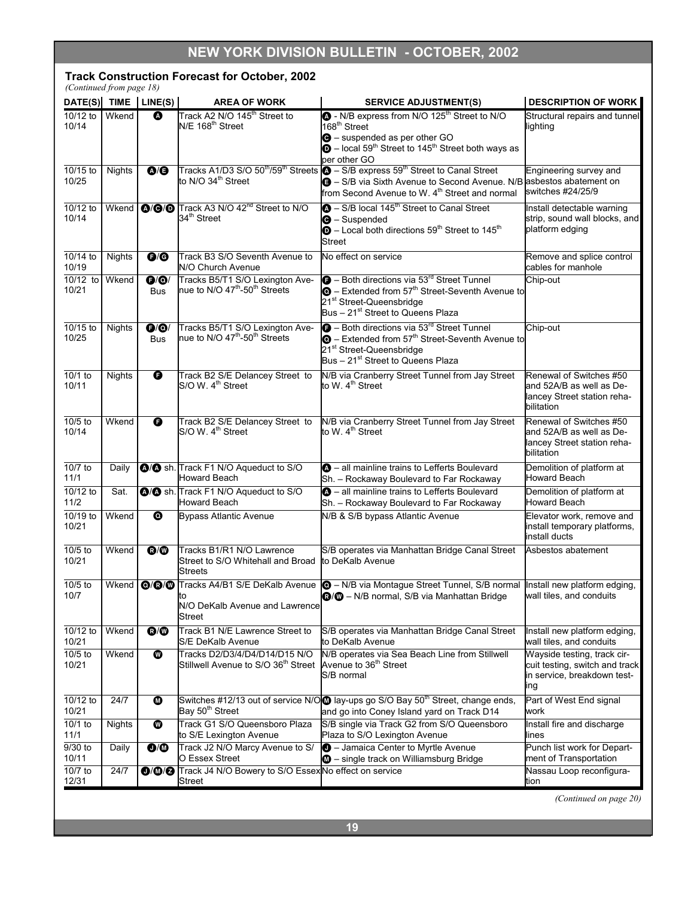## Track Construction Forecast for October, 2002

*(Continued from page 18)*

| DATE(S) | TIME | LINE(S) | AREA OF WORK | SERVICE ADJUSTMENT(S) | DESCRIPTION OF WORK |
|---|---|---|---|---|---|
| 10/12 to 10/14 | Wkend | A | Track A2 N/O 145th Street to N/E 168th Street | A - N/B express from N/O 125th Street to N/O 168th Street<br>C – suspended as per other GO<br>D – local 59th Street to 145th Street both ways as per other GO | Structural repairs and tunnel lighting |
| 10/15 to 10/25 | Nights | A/E | Tracks A1/D3 S/O 50th/59th Streets to N/O 34th Street | A – S/B express 59th Street to Canal Street<br>E – S/B via Sixth Avenue to Second Avenue. N/B from Second Avenue to W. 4th Street and normal | Engineering survey and asbestos abatement on switches #24/25/9 |
| 10/12 to 10/14 | Wkend | A/C/D | Track A3 N/O 42nd Street to N/O 34th Street | A – S/B local 145th Street to Canal Street<br>C – Suspended<br>D – Local both directions 59th Street to 145th Street | Install detectable warning strip, sound wall blocks, and platform edging |
| 10/14 to 10/19 | Nights | F/G | Track B3 S/O Seventh Avenue to N/O Church Avenue | No effect on service | Remove and splice control cables for manhole |
| 10/12 to 10/21 | Wkend | F/Q/ Bus | Tracks B5/T1 S/O Lexington Avenue to N/O 47th-50th Streets | F – Both directions via 53rd Street Tunnel<br>Q – Extended from 57th Street-Seventh Avenue to 21st Street-Queensbridge<br>Bus – 21st Street to Queens Plaza | Chip-out |
| 10/15 to 10/25 | Nights | F/Q/ Bus | Tracks B5/T1 S/O Lexington Avenue to N/O 47th-50th Streets | F – Both directions via 53rd Street Tunnel<br>Q – Extended from 57th Street-Seventh Avenue to 21st Street-Queensbridge<br>Bus – 21st Street to Queens Plaza | Chip-out |
| 10/1 to 10/11 | Nights | F | Track B2 S/E Delancey Street to S/O W. 4th Street | N/B via Cranberry Street Tunnel from Jay Street to W. 4th Street | Renewal of Switches #50 and 52A/B as well as Delancey Street station rehabilitation |
| 10/5 to 10/14 | Wkend | F | Track B2 S/E Delancey Street to S/O W. 4th Street | N/B via Cranberry Street Tunnel from Jay Street to W. 4th Street | Renewal of Switches #50 and 52A/B as well as Delancey Street station rehabilitation |
| 10/7 to 11/1 | Daily | A/A sh. | Track F1 N/O Aqueduct to S/O Howard Beach | A – all mainline trains to Lefferts Boulevard<br>Sh. – Rockaway Boulevard to Far Rockaway | Demolition of platform at Howard Beach |
| 10/12 to 11/2 | Sat. | A/A sh. | Track F1 N/O Aqueduct to S/O Howard Beach | A – all mainline trains to Lefferts Boulevard<br>Sh. – Rockaway Boulevard to Far Rockaway | Demolition of platform at Howard Beach |
| 10/19 to 10/21 | Wkend | Q | Bypass Atlantic Avenue | N/B & S/B bypass Atlantic Avenue | Elevator work, remove and install temporary platforms, install ducts |
| 10/5 to 10/21 | Wkend | R/W | Tracks B1/R1 N/O Lawrence Street to S/O Whitehall and Broad Streets | S/B operates via Manhattan Bridge Canal Street to DeKalb Avenue | Asbestos abatement |
| 10/5 to 10/7 | Wkend | Q/R/W | Tracks A4/B1 S/E DeKalb Avenue to N/O DeKalb Avenue and Lawrence Street | Q – N/B via Montague Street Tunnel, S/B normal<br>R/W – N/B normal, S/B via Manhattan Bridge | Install new platform edging, wall tiles, and conduits |
| 10/12 to 10/21 | Wkend | R/W | Track B1 N/E Lawrence Street to S/E DeKalb Avenue | S/B operates via Manhattan Bridge Canal Street to DeKalb Avenue | Install new platform edging, wall tiles, and conduits |
| 10/5 to 10/21 | Wkend | W | Tracks D2/D3/D4/D14/D15 N/O Stillwell Avenue to S/O 36th Street | N/B operates via Sea Beach Line from Stillwell Avenue to 36th Street<br>S/B normal | Wayside testing, track circuit testing, switch and track in service, breakdown testing |
| 10/12 to 10/21 | 24/7 | W | Switches #12/13 out of service N/O Bay 50th Street | W lay-ups go S/O Bay 50th Street, change ends, and go into Coney Island yard on Track D14 | Part of West End signal work |
| 10/1 to 11/1 | Nights | W | Track G1 S/O Queensboro Plaza to S/E Lexington Avenue | S/B single via Track G2 from S/O Queensboro Plaza to S/O Lexington Avenue | Install fire and discharge lines |
| 9/30 to 10/11 | Daily | J/M | Track J2 N/O Marcy Avenue to S/O Essex Street | J – Jamaica Center to Myrtle Avenue<br>M – single track on Williamsburg Bridge | Punch list work for Department of Transportation |
| 10/7 to 12/31 | 24/7 | J/M/Z | Track J4 N/O Bowery to S/O Essex Street | No effect on service | Nassau Loop reconfiguration |

*(Continued on page 20)*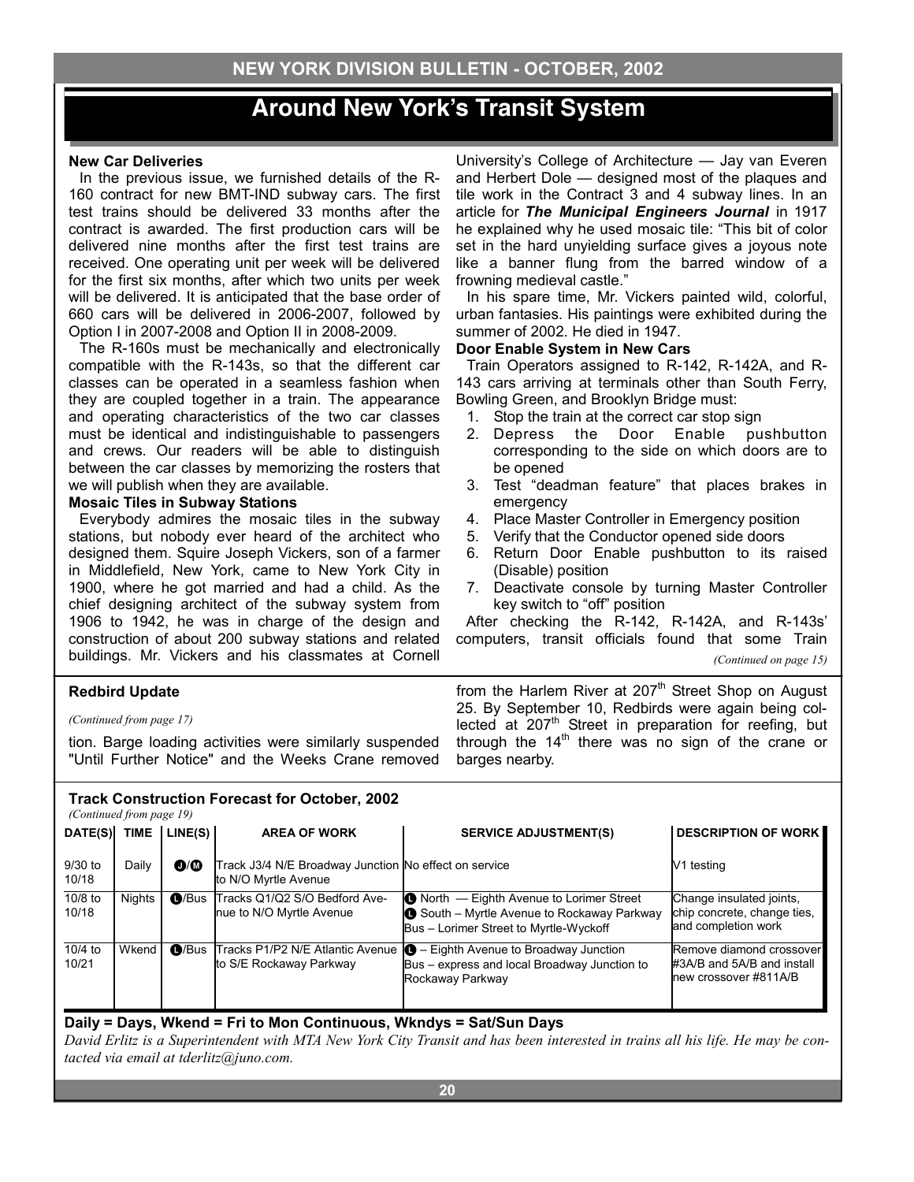## Around New York's Transit System

**New Car Deliveries**

In the previous issue, we furnished details of the R-160 contract for new BMT-IND subway cars. The first test trains should be delivered 33 months after the contract is awarded. The first production cars will be delivered nine months after the first test trains are received. One operating unit per week will be delivered for the first six months, after which two units per week will be delivered. It is anticipated that the base order of 660 cars will be delivered in 2006-2007, followed by Option I in 2007-2008 and Option II in 2008-2009.

The R-160s must be mechanically and electronically compatible with the R-143s, so that the different car classes can be operated in a seamless fashion when they are coupled together in a train. The appearance and operating characteristics of the two car classes must be identical and indistinguishable to passengers and crews. Our readers will be able to distinguish between the car classes by memorizing the rosters that we will publish when they are available.

**Mosaic Tiles in Subway Stations**

Everybody admires the mosaic tiles in the subway stations, but nobody ever heard of the architect who designed them. Squire Joseph Vickers, son of a farmer in Middlefield, New York, came to New York City in 1900, where he got married and had a child. As the chief designing architect of the subway system from 1906 to 1942, he was in charge of the design and construction of about 200 subway stations and related buildings. Mr. Vickers and his classmates at Cornell University's College of Architecture — Jay van Everen and Herbert Dole — designed most of the plaques and tile work in the Contract 3 and 4 subway lines. In an article for ***The Municipal Engineers Journal*** in 1917 he explained why he used mosaic tile: "This bit of color set in the hard unyielding surface gives a joyous note like a banner flung from the barred window of a frowning medieval castle."

In his spare time, Mr. Vickers painted wild, colorful, urban fantasies. His paintings were exhibited during the summer of 2002. He died in 1947.

**Door Enable System in New Cars**

Train Operators assigned to R-142, R-142A, and R-143 cars arriving at terminals other than South Ferry, Bowling Green, and Brooklyn Bridge must:

1. Stop the train at the correct car stop sign
2. Depress the Door Enable pushbutton corresponding to the side on which doors are to be opened
3. Test "deadman feature" that places brakes in emergency
4. Place Master Controller in Emergency position
5. Verify that the Conductor opened side doors
6. Return Door Enable pushbutton to its raised (Disable) position
7. Deactivate console by turning Master Controller key switch to "off" position

After checking the R-142, R-142A, and R-143s' computers, transit officials found that some Train

*(Continued on page 15)*

**Redbird Update**

*(Continued from page 17)*

tion. Barge loading activities were similarly suspended "Until Further Notice" and the Weeks Crane removed from the Harlem River at 207th Street Shop on August 25. By September 10, Redbirds were again being collected at 207th Street in preparation for reefing, but through the 14th there was no sign of the crane or barges nearby.

**Track Construction Forecast for October, 2002**

*(Continued from page 19)*

| DATE(S) | TIME | LINE(S) | AREA OF WORK | SERVICE ADJUSTMENT(S) | DESCRIPTION OF WORK |
|---|---|---|---|---|---|
| 9/30 to 10/18 | Daily | J/M | Track J3/4 N/E Broadway Junction to N/O Myrtle Avenue | No effect on service | V1 testing |
| 10/8 to 10/18 | Nights | L/Bus | Tracks Q1/Q2 S/O Bedford Avenue to N/O Myrtle Avenue | L North — Eighth Avenue to Lorimer Street<br>L South – Myrtle Avenue to Rockaway Parkway<br>Bus – Lorimer Street to Myrtle-Wyckoff | Change insulated joints, chip concrete, change ties, and completion work |
| 10/4 to 10/21 | Wkend | L/Bus | Tracks P1/P2 N/E Atlantic Avenue to S/E Rockaway Parkway | L – Eighth Avenue to Broadway Junction<br>Bus – express and local Broadway Junction to Rockaway Parkway | Remove diamond crossover #3A/B and 5A/B and install new crossover #811A/B |

**Daily = Days, Wkend = Fri to Mon Continuous, Wkndys = Sat/Sun Days**

*David Erlitz is a Superintendent with MTA New York City Transit and has been interested in trains all his life. He may be contacted via email at tderlitz@juno.com.*